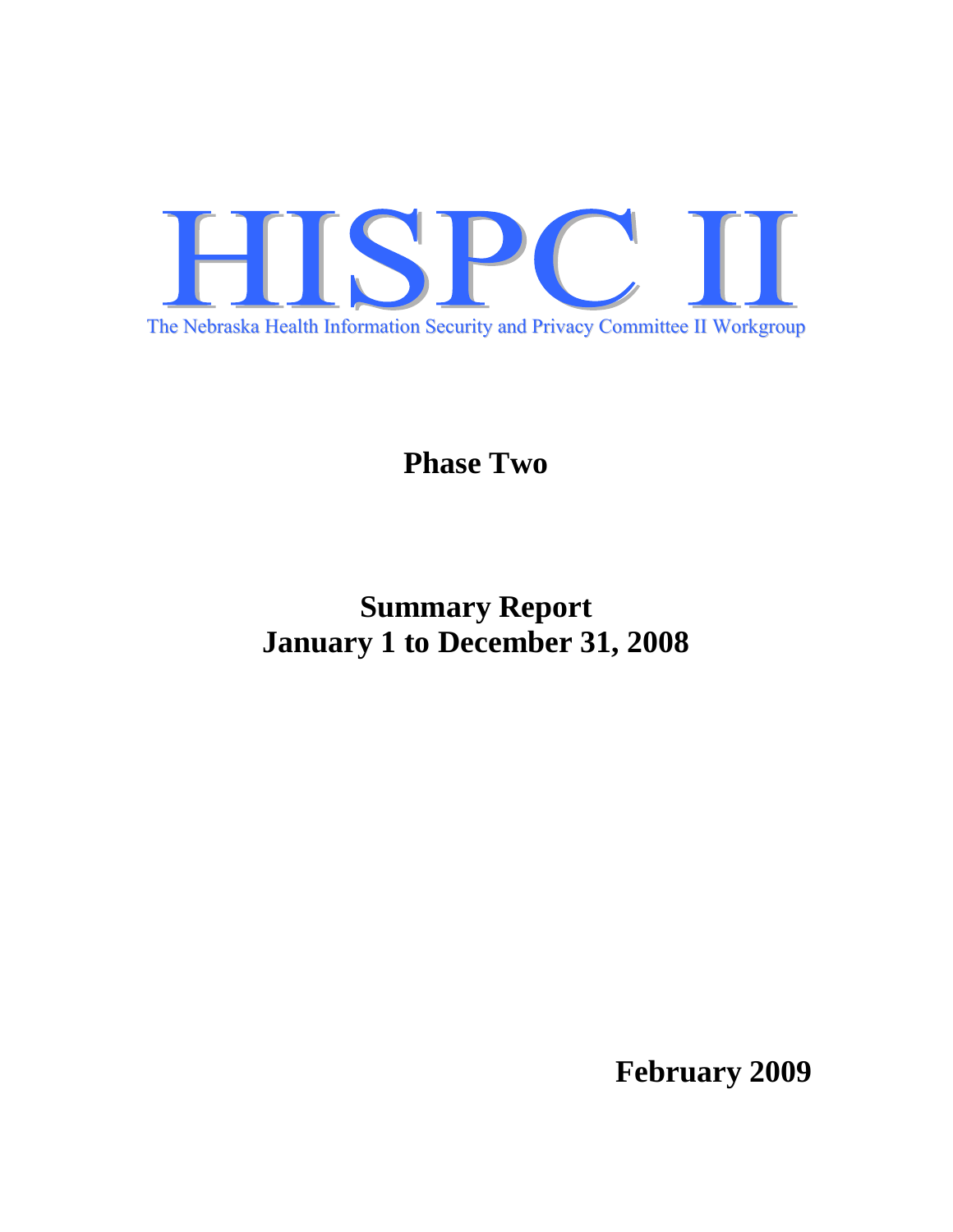# HISPC II

The Nebraska Health Information Security and Privacy Committee II Workgroup

## Phase Two

## Summary Report
## January 1 to December 31, 2008

**February 2009**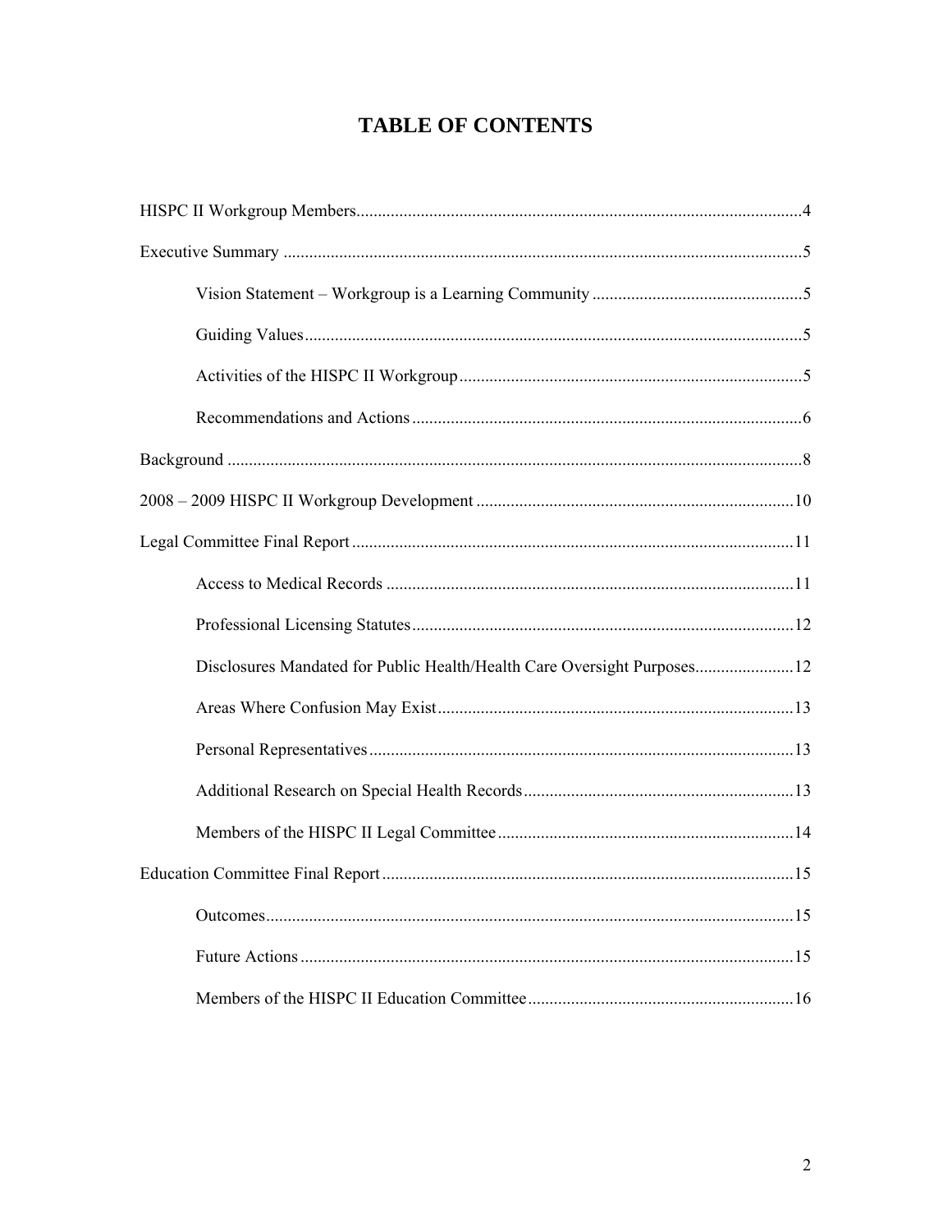# TABLE OF CONTENTS

HISPC II Workgroup Members.......................................................................................................4

Executive Summary ........................................................................................................................5

- Vision Statement – Workgroup is a Learning Community .................................................5
- Guiding Values...................................................................................................................5
- Activities of the HISPC II Workgroup................................................................................5
- Recommendations and Actions ..........................................................................................6

Background .....................................................................................................................................8

2008 – 2009 HISPC II Workgroup Development ..........................................................................10

Legal Committee Final Report ......................................................................................................11

- Access to Medical Records ..............................................................................................11
- Professional Licensing Statutes.........................................................................................12
- Disclosures Mandated for Public Health/Health Care Oversight Purposes.......................12
- Areas Where Confusion May Exist...................................................................................13
- Personal Representatives...................................................................................................13
- Additional Research on Special Health Records..............................................................13
- Members of the HISPC II Legal Committee.....................................................................14

Education Committee Final Report...............................................................................................15

- Outcomes...........................................................................................................................15
- Future Actions ...................................................................................................................15
- Members of the HISPC II Education Committee..............................................................16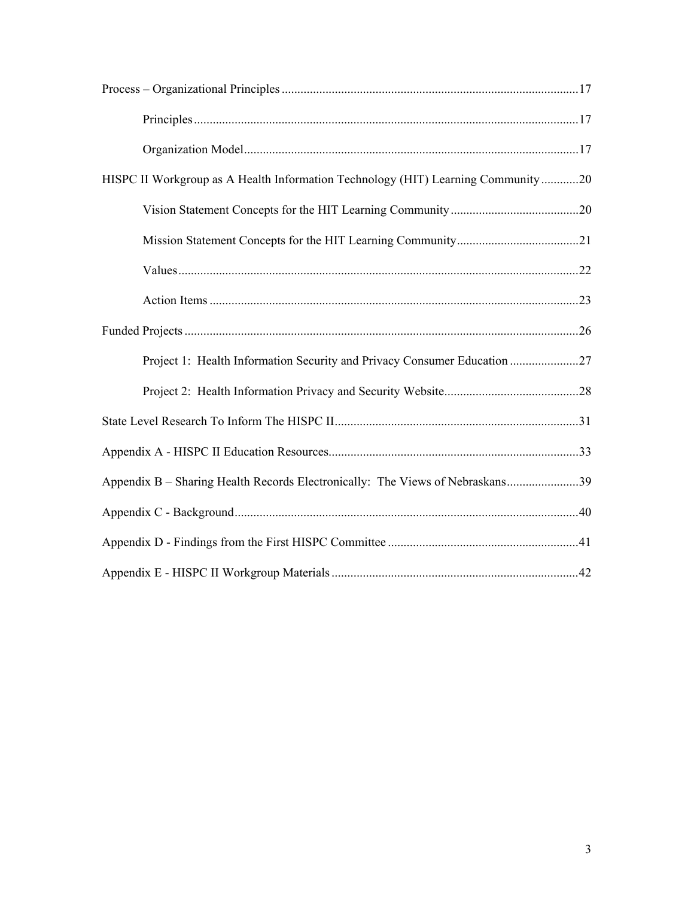Process – Organizational Principles .............................................................................................17

Principles .........................................................................................................................17

Organization Model .........................................................................................................17

HISPC II Workgroup as A Health Information Technology (HIT) Learning Community ............20

Vision Statement Concepts for the HIT Learning Community .........................................20

Mission Statement Concepts for the HIT Learning Community .......................................21

Values ...............................................................................................................................22

Action Items .....................................................................................................................23

Funded Projects ............................................................................................................................26

Project 1: Health Information Security and Privacy Consumer Education ......................27

Project 2: Health Information Privacy and Security Website ...........................................28

State Level Research To Inform The HISPC II .............................................................................31

Appendix A - HISPC II Education Resources ...............................................................................33

Appendix B – Sharing Health Records Electronically: The Views of Nebraskans .......................39

Appendix C - Background .............................................................................................................40

Appendix D - Findings from the First HISPC Committee ............................................................41

Appendix E - HISPC II Workgroup Materials ..............................................................................42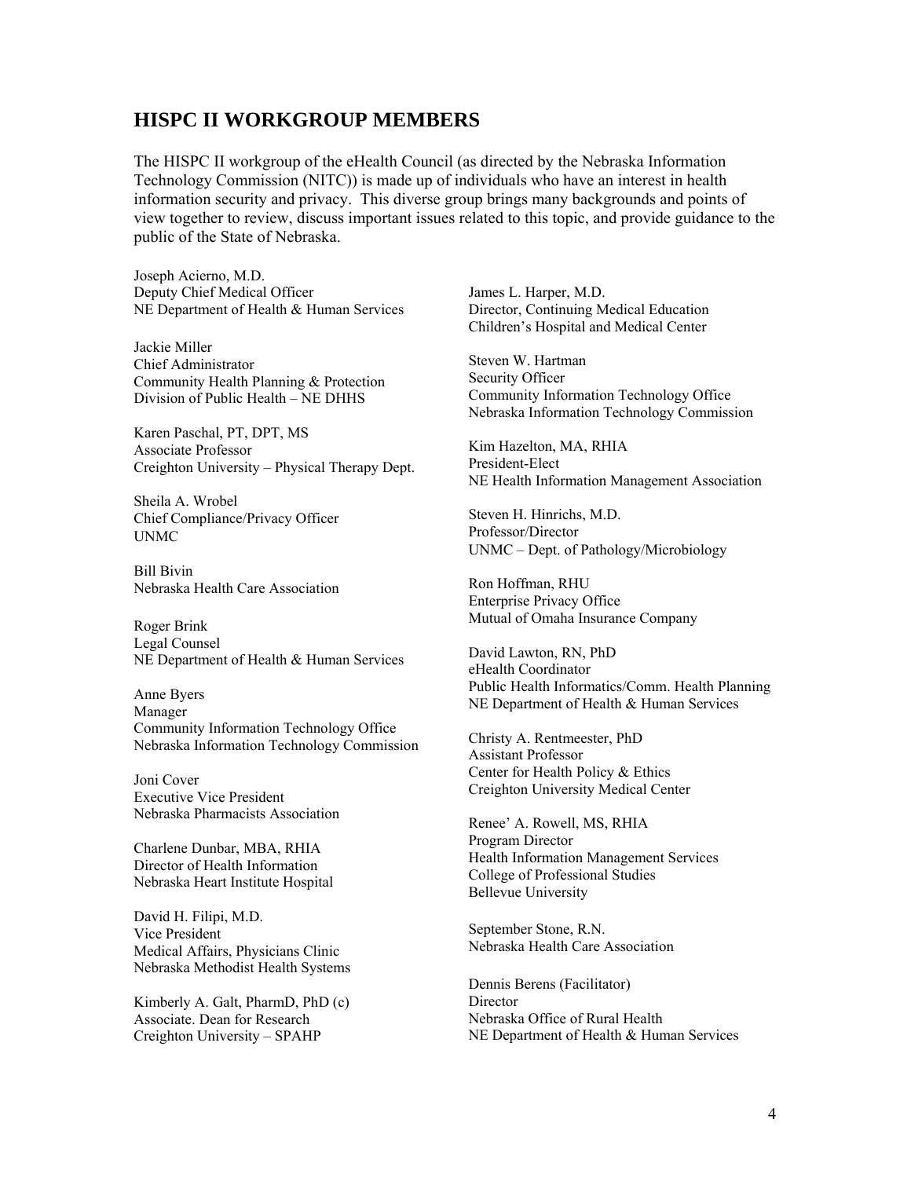## HISPC II WORKGROUP MEMBERS

The HISPC II workgroup of the eHealth Council (as directed by the Nebraska Information Technology Commission (NITC)) is made up of individuals who have an interest in health information security and privacy. This diverse group brings many backgrounds and points of view together to review, discuss important issues related to this topic, and provide guidance to the public of the State of Nebraska.

Joseph Acierno, M.D.
Deputy Chief Medical Officer
NE Department of Health & Human Services

Jackie Miller
Chief Administrator
Community Health Planning & Protection
Division of Public Health – NE DHHS

Karen Paschal, PT, DPT, MS
Associate Professor
Creighton University – Physical Therapy Dept.

Sheila A. Wrobel
Chief Compliance/Privacy Officer
UNMC

Bill Bivin
Nebraska Health Care Association

Roger Brink
Legal Counsel
NE Department of Health & Human Services

Anne Byers
Manager
Community Information Technology Office
Nebraska Information Technology Commission

Joni Cover
Executive Vice President
Nebraska Pharmacists Association

Charlene Dunbar, MBA, RHIA
Director of Health Information
Nebraska Heart Institute Hospital

David H. Filipi, M.D.
Vice President
Medical Affairs, Physicians Clinic
Nebraska Methodist Health Systems

Kimberly A. Galt, PharmD, PhD (c)
Associate. Dean for Research
Creighton University – SPAHP

James L. Harper, M.D.
Director, Continuing Medical Education
Children's Hospital and Medical Center

Steven W. Hartman
Security Officer
Community Information Technology Office
Nebraska Information Technology Commission

Kim Hazelton, MA, RHIA
President-Elect
NE Health Information Management Association

Steven H. Hinrichs, M.D.
Professor/Director
UNMC – Dept. of Pathology/Microbiology

Ron Hoffman, RHU
Enterprise Privacy Office
Mutual of Omaha Insurance Company

David Lawton, RN, PhD
eHealth Coordinator
Public Health Informatics/Comm. Health Planning
NE Department of Health & Human Services

Christy A. Rentmeester, PhD
Assistant Professor
Center for Health Policy & Ethics
Creighton University Medical Center

Renee' A. Rowell, MS, RHIA
Program Director
Health Information Management Services
College of Professional Studies
Bellevue University

September Stone, R.N.
Nebraska Health Care Association

Dennis Berens (Facilitator)
Director
Nebraska Office of Rural Health
NE Department of Health & Human Services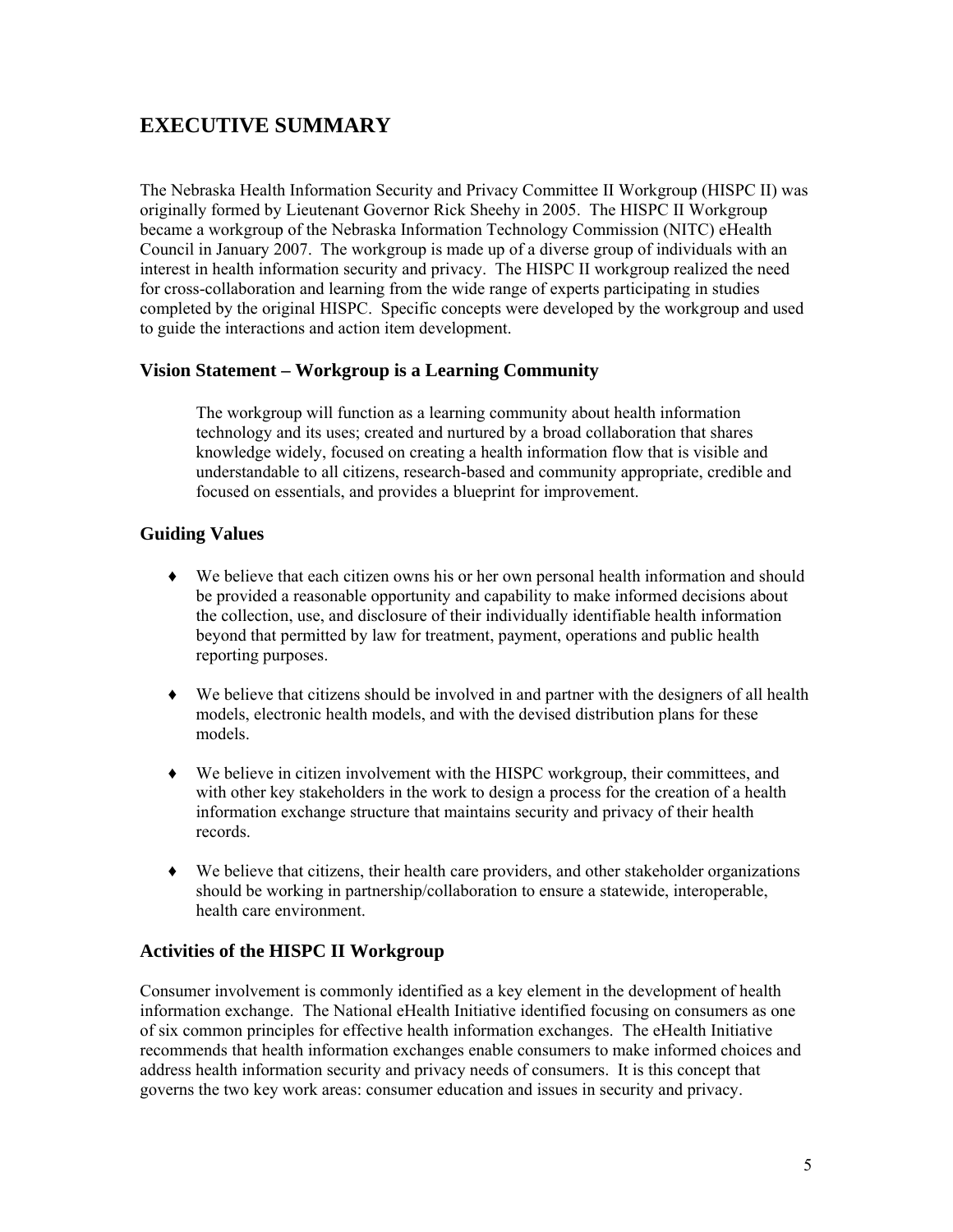# EXECUTIVE SUMMARY

The Nebraska Health Information Security and Privacy Committee II Workgroup (HISPC II) was originally formed by Lieutenant Governor Rick Sheehy in 2005. The HISPC II Workgroup became a workgroup of the Nebraska Information Technology Commission (NITC) eHealth Council in January 2007. The workgroup is made up of a diverse group of individuals with an interest in health information security and privacy. The HISPC II workgroup realized the need for cross-collaboration and learning from the wide range of experts participating in studies completed by the original HISPC. Specific concepts were developed by the workgroup and used to guide the interactions and action item development.

## Vision Statement – Workgroup is a Learning Community

> The workgroup will function as a learning community about health information technology and its uses; created and nurtured by a broad collaboration that shares knowledge widely, focused on creating a health information flow that is visible and understandable to all citizens, research-based and community appropriate, credible and focused on essentials, and provides a blueprint for improvement.

## Guiding Values

- We believe that each citizen owns his or her own personal health information and should be provided a reasonable opportunity and capability to make informed decisions about the collection, use, and disclosure of their individually identifiable health information beyond that permitted by law for treatment, payment, operations and public health reporting purposes.
- We believe that citizens should be involved in and partner with the designers of all health models, electronic health models, and with the devised distribution plans for these models.
- We believe in citizen involvement with the HISPC workgroup, their committees, and with other key stakeholders in the work to design a process for the creation of a health information exchange structure that maintains security and privacy of their health records.
- We believe that citizens, their health care providers, and other stakeholder organizations should be working in partnership/collaboration to ensure a statewide, interoperable, health care environment.

## Activities of the HISPC II Workgroup

Consumer involvement is commonly identified as a key element in the development of health information exchange. The National eHealth Initiative identified focusing on consumers as one of six common principles for effective health information exchanges. The eHealth Initiative recommends that health information exchanges enable consumers to make informed choices and address health information security and privacy needs of consumers. It is this concept that governs the two key work areas: consumer education and issues in security and privacy.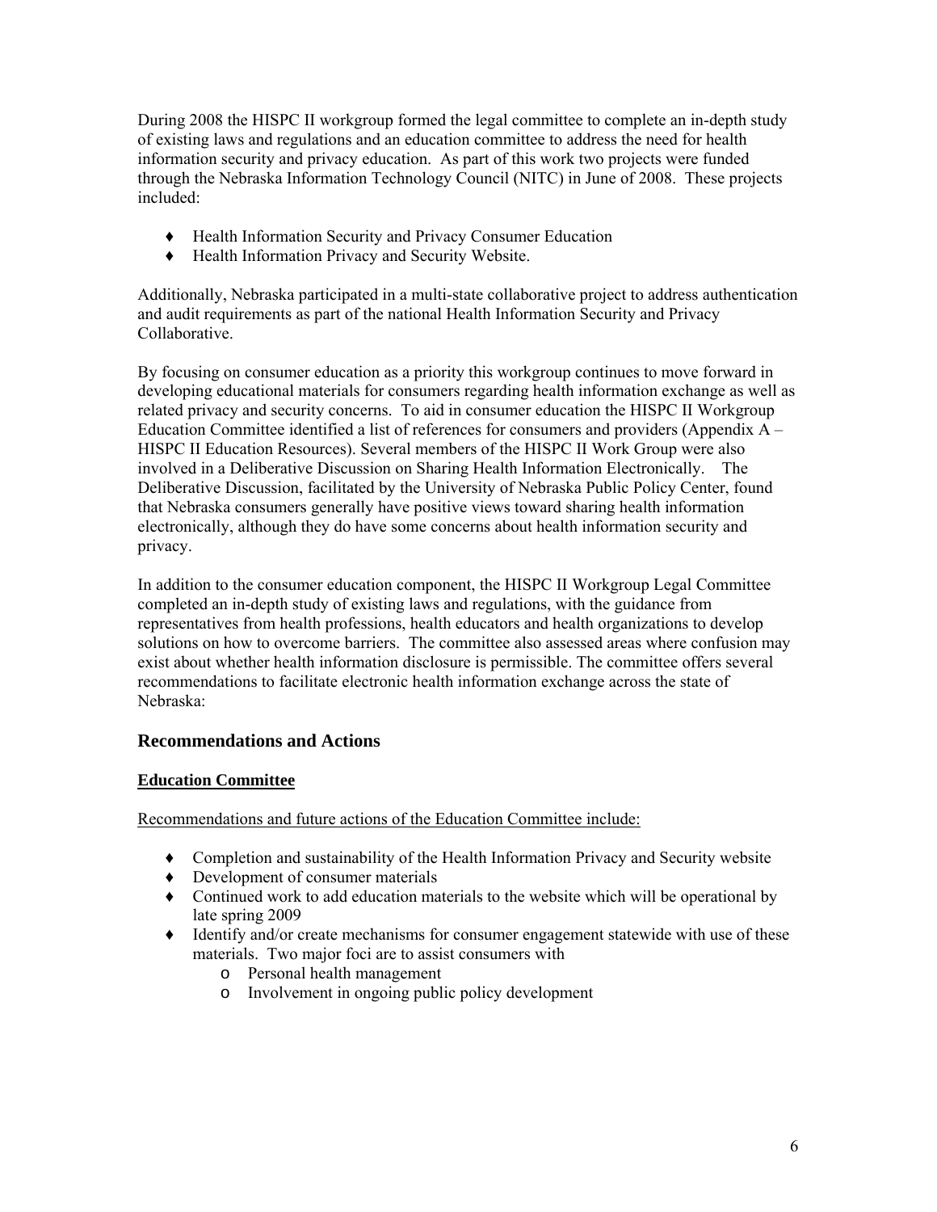During 2008 the HISPC II workgroup formed the legal committee to complete an in-depth study of existing laws and regulations and an education committee to address the need for health information security and privacy education. As part of this work two projects were funded through the Nebraska Information Technology Council (NITC) in June of 2008. These projects included:

- Health Information Security and Privacy Consumer Education
- Health Information Privacy and Security Website.

Additionally, Nebraska participated in a multi-state collaborative project to address authentication and audit requirements as part of the national Health Information Security and Privacy Collaborative.

By focusing on consumer education as a priority this workgroup continues to move forward in developing educational materials for consumers regarding health information exchange as well as related privacy and security concerns. To aid in consumer education the HISPC II Workgroup Education Committee identified a list of references for consumers and providers (Appendix A – HISPC II Education Resources). Several members of the HISPC II Work Group were also involved in a Deliberative Discussion on Sharing Health Information Electronically. The Deliberative Discussion, facilitated by the University of Nebraska Public Policy Center, found that Nebraska consumers generally have positive views toward sharing health information electronically, although they do have some concerns about health information security and privacy.

In addition to the consumer education component, the HISPC II Workgroup Legal Committee completed an in-depth study of existing laws and regulations, with the guidance from representatives from health professions, health educators and health organizations to develop solutions on how to overcome barriers. The committee also assessed areas where confusion may exist about whether health information disclosure is permissible. The committee offers several recommendations to facilitate electronic health information exchange across the state of Nebraska:

## Recommendations and Actions

### Education Committee

Recommendations and future actions of the Education Committee include:

- Completion and sustainability of the Health Information Privacy and Security website
- Development of consumer materials
- Continued work to add education materials to the website which will be operational by late spring 2009
- Identify and/or create mechanisms for consumer engagement statewide with use of these materials. Two major foci are to assist consumers with
  - Personal health management
  - Involvement in ongoing public policy development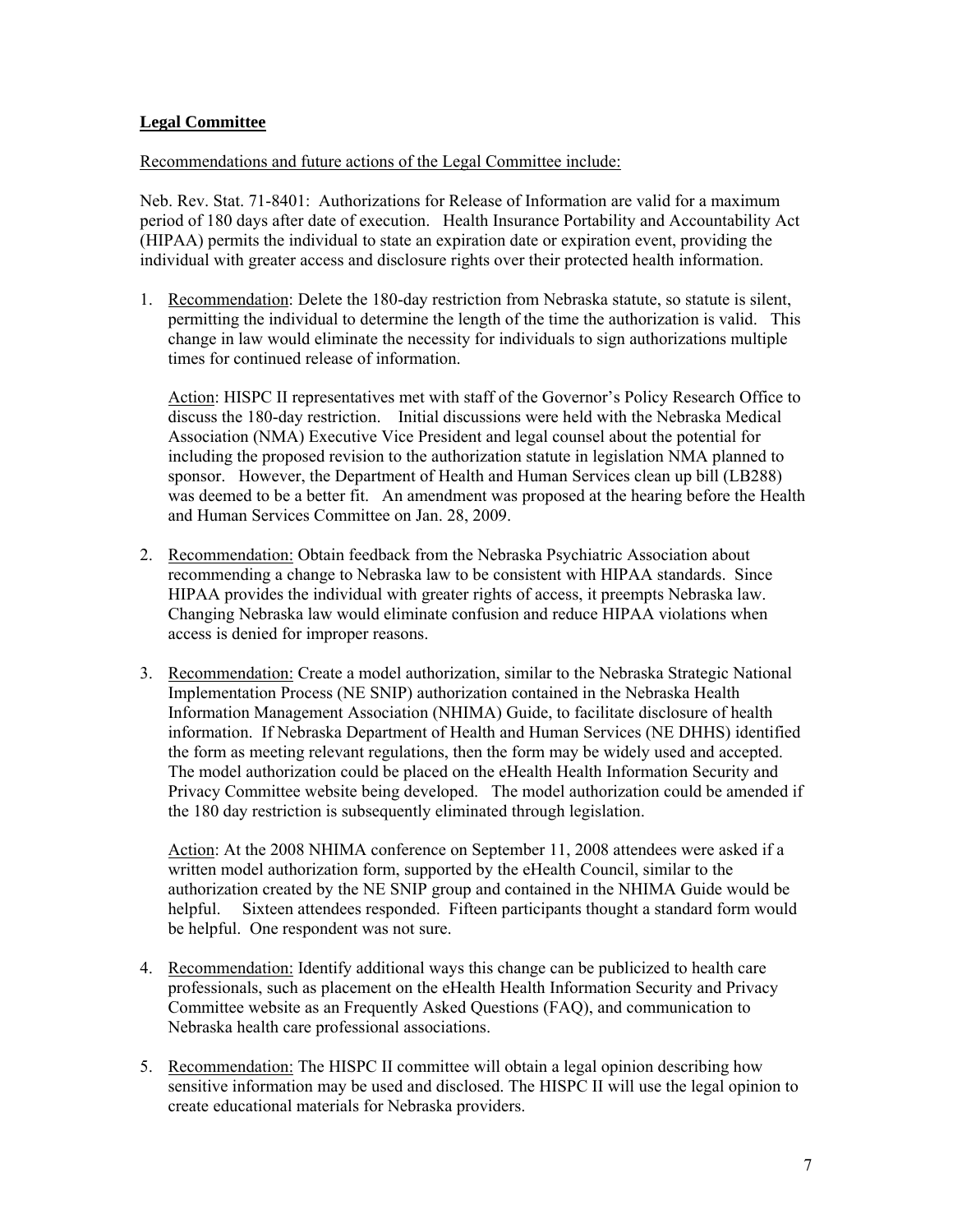**Legal Committee**

Recommendations and future actions of the Legal Committee include:

Neb. Rev. Stat. 71-8401: Authorizations for Release of Information are valid for a maximum period of 180 days after date of execution. Health Insurance Portability and Accountability Act (HIPAA) permits the individual to state an expiration date or expiration event, providing the individual with greater access and disclosure rights over their protected health information.

1. Recommendation: Delete the 180-day restriction from Nebraska statute, so statute is silent, permitting the individual to determine the length of the time the authorization is valid. This change in law would eliminate the necessity for individuals to sign authorizations multiple times for continued release of information.

   Action: HISPC II representatives met with staff of the Governor's Policy Research Office to discuss the 180-day restriction. Initial discussions were held with the Nebraska Medical Association (NMA) Executive Vice President and legal counsel about the potential for including the proposed revision to the authorization statute in legislation NMA planned to sponsor. However, the Department of Health and Human Services clean up bill (LB288) was deemed to be a better fit. An amendment was proposed at the hearing before the Health and Human Services Committee on Jan. 28, 2009.

2. Recommendation: Obtain feedback from the Nebraska Psychiatric Association about recommending a change to Nebraska law to be consistent with HIPAA standards. Since HIPAA provides the individual with greater rights of access, it preempts Nebraska law. Changing Nebraska law would eliminate confusion and reduce HIPAA violations when access is denied for improper reasons.

3. Recommendation: Create a model authorization, similar to the Nebraska Strategic National Implementation Process (NE SNIP) authorization contained in the Nebraska Health Information Management Association (NHIMA) Guide, to facilitate disclosure of health information. If Nebraska Department of Health and Human Services (NE DHHS) identified the form as meeting relevant regulations, then the form may be widely used and accepted. The model authorization could be placed on the eHealth Health Information Security and Privacy Committee website being developed. The model authorization could be amended if the 180 day restriction is subsequently eliminated through legislation.

   Action: At the 2008 NHIMA conference on September 11, 2008 attendees were asked if a written model authorization form, supported by the eHealth Council, similar to the authorization created by the NE SNIP group and contained in the NHIMA Guide would be helpful. Sixteen attendees responded. Fifteen participants thought a standard form would be helpful. One respondent was not sure.

4. Recommendation: Identify additional ways this change can be publicized to health care professionals, such as placement on the eHealth Health Information Security and Privacy Committee website as an Frequently Asked Questions (FAQ), and communication to Nebraska health care professional associations.

5. Recommendation: The HISPC II committee will obtain a legal opinion describing how sensitive information may be used and disclosed. The HISPC II will use the legal opinion to create educational materials for Nebraska providers.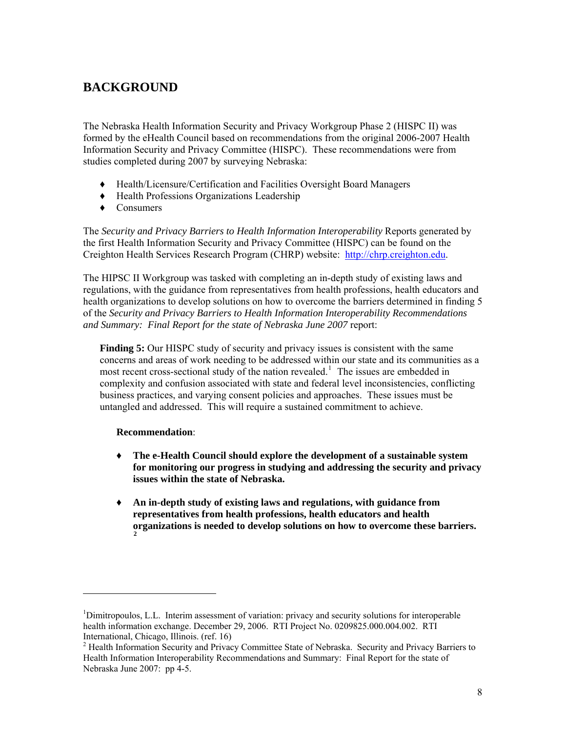# BACKGROUND

The Nebraska Health Information Security and Privacy Workgroup Phase 2 (HISPC II) was formed by the eHealth Council based on recommendations from the original 2006-2007 Health Information Security and Privacy Committee (HISPC). These recommendations were from studies completed during 2007 by surveying Nebraska:

- Health/Licensure/Certification and Facilities Oversight Board Managers
- Health Professions Organizations Leadership
- Consumers

The *Security and Privacy Barriers to Health Information Interoperability* Reports generated by the first Health Information Security and Privacy Committee (HISPC) can be found on the Creighton Health Services Research Program (CHRP) website: http://chrp.creighton.edu.

The HIPSC II Workgroup was tasked with completing an in-depth study of existing laws and regulations, with the guidance from representatives from health professions, health educators and health organizations to develop solutions on how to overcome the barriers determined in finding 5 of the *Security and Privacy Barriers to Health Information Interoperability Recommendations and Summary: Final Report for the state of Nebraska June 2007* report:

> **Finding 5:** Our HISPC study of security and privacy issues is consistent with the same concerns and areas of work needing to be addressed within our state and its communities as a most recent cross-sectional study of the nation revealed.[1] The issues are embedded in complexity and confusion associated with state and federal level inconsistencies, conflicting business practices, and varying consent policies and approaches. These issues must be untangled and addressed. This will require a sustained commitment to achieve.
>
> **Recommendation**:
>
> - **The e-Health Council should explore the development of a sustainable system for monitoring our progress in studying and addressing the security and privacy issues within the state of Nebraska.**
> - **An in-depth study of existing laws and regulations, with guidance from representatives from health professions, health educators and health organizations is needed to develop solutions on how to overcome these barriers.**[2]

---

[1] Dimitropoulos, L.L. Interim assessment of variation: privacy and security solutions for interoperable health information exchange. December 29, 2006. RTI Project No. 0209825.000.004.002. RTI International, Chicago, Illinois. (ref. 16)

[2] Health Information Security and Privacy Committee State of Nebraska. Security and Privacy Barriers to Health Information Interoperability Recommendations and Summary: Final Report for the state of Nebraska June 2007: pp 4-5.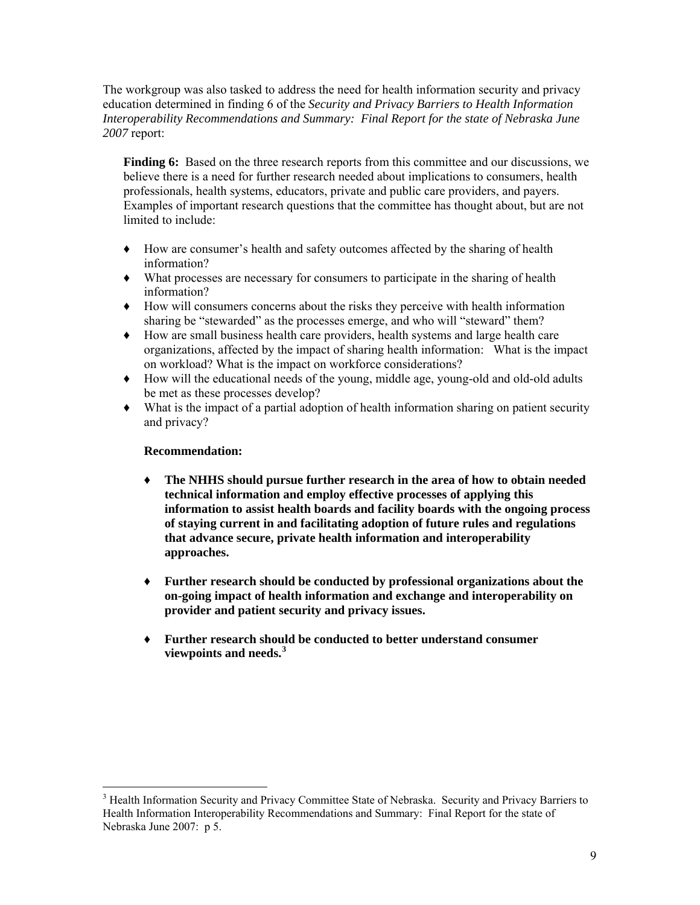The workgroup was also tasked to address the need for health information security and privacy education determined in finding 6 of the *Security and Privacy Barriers to Health Information Interoperability Recommendations and Summary: Final Report for the state of Nebraska June 2007* report:

> **Finding 6:** Based on the three research reports from this committee and our discussions, we believe there is a need for further research needed about implications to consumers, health professionals, health systems, educators, private and public care providers, and payers. Examples of important research questions that the committee has thought about, but are not limited to include:
>
> - How are consumer's health and safety outcomes affected by the sharing of health information?
> - What processes are necessary for consumers to participate in the sharing of health information?
> - How will consumers concerns about the risks they perceive with health information sharing be "stewarded" as the processes emerge, and who will "steward" them?
> - How are small business health care providers, health systems and large health care organizations, affected by the impact of sharing health information: What is the impact on workload? What is the impact on workforce considerations?
> - How will the educational needs of the young, middle age, young-old and old-old adults be met as these processes develop?
> - What is the impact of a partial adoption of health information sharing on patient security and privacy?
>
> **Recommendation:**
>
> - **The NHHS should pursue further research in the area of how to obtain needed technical information and employ effective processes of applying this information to assist health boards and facility boards with the ongoing process of staying current in and facilitating adoption of future rules and regulations that advance secure, private health information and interoperability approaches.**
>
> - **Further research should be conducted by professional organizations about the on-going impact of health information and exchange and interoperability on provider and patient security and privacy issues.**
>
> - **Further research should be conducted to better understand consumer viewpoints and needs.**[3]

[3] Health Information Security and Privacy Committee State of Nebraska. Security and Privacy Barriers to Health Information Interoperability Recommendations and Summary: Final Report for the state of Nebraska June 2007: p 5.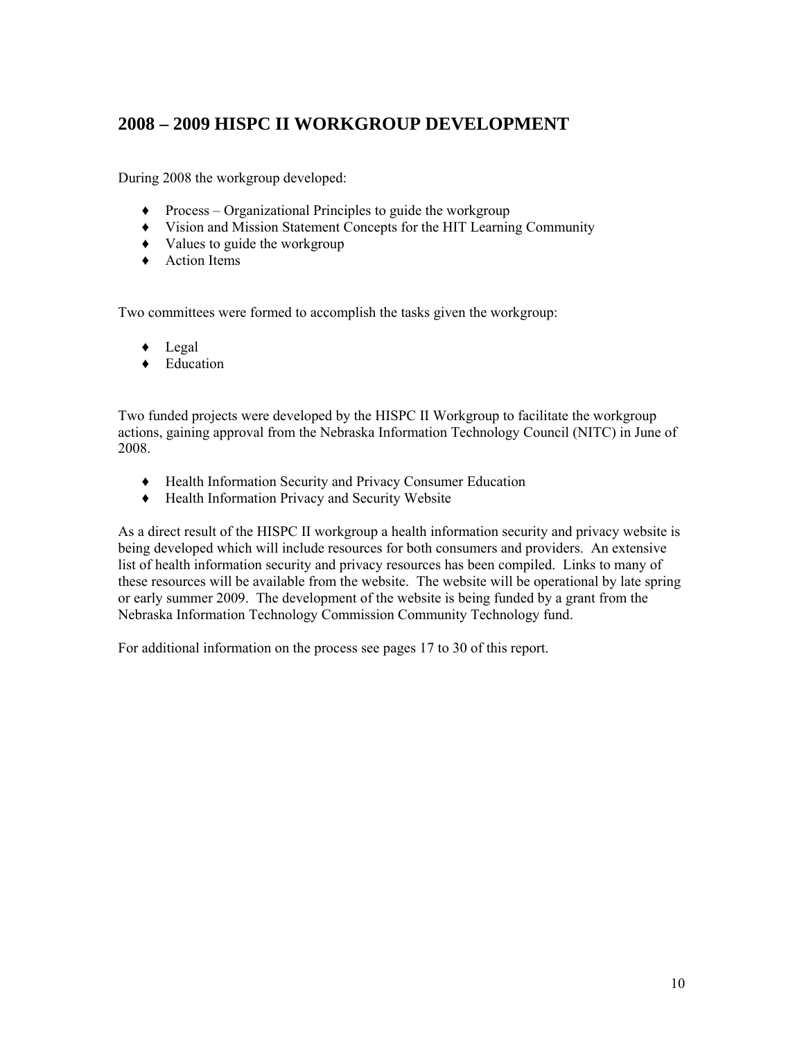## 2008 – 2009 HISPC II WORKGROUP DEVELOPMENT

During 2008 the workgroup developed:

- Process – Organizational Principles to guide the workgroup
- Vision and Mission Statement Concepts for the HIT Learning Community
- Values to guide the workgroup
- Action Items

Two committees were formed to accomplish the tasks given the workgroup:

- Legal
- Education

Two funded projects were developed by the HISPC II Workgroup to facilitate the workgroup actions, gaining approval from the Nebraska Information Technology Council (NITC) in June of 2008.

- Health Information Security and Privacy Consumer Education
- Health Information Privacy and Security Website

As a direct result of the HISPC II workgroup a health information security and privacy website is being developed which will include resources for both consumers and providers. An extensive list of health information security and privacy resources has been compiled. Links to many of these resources will be available from the website. The website will be operational by late spring or early summer 2009. The development of the website is being funded by a grant from the Nebraska Information Technology Commission Community Technology fund.

For additional information on the process see pages 17 to 30 of this report.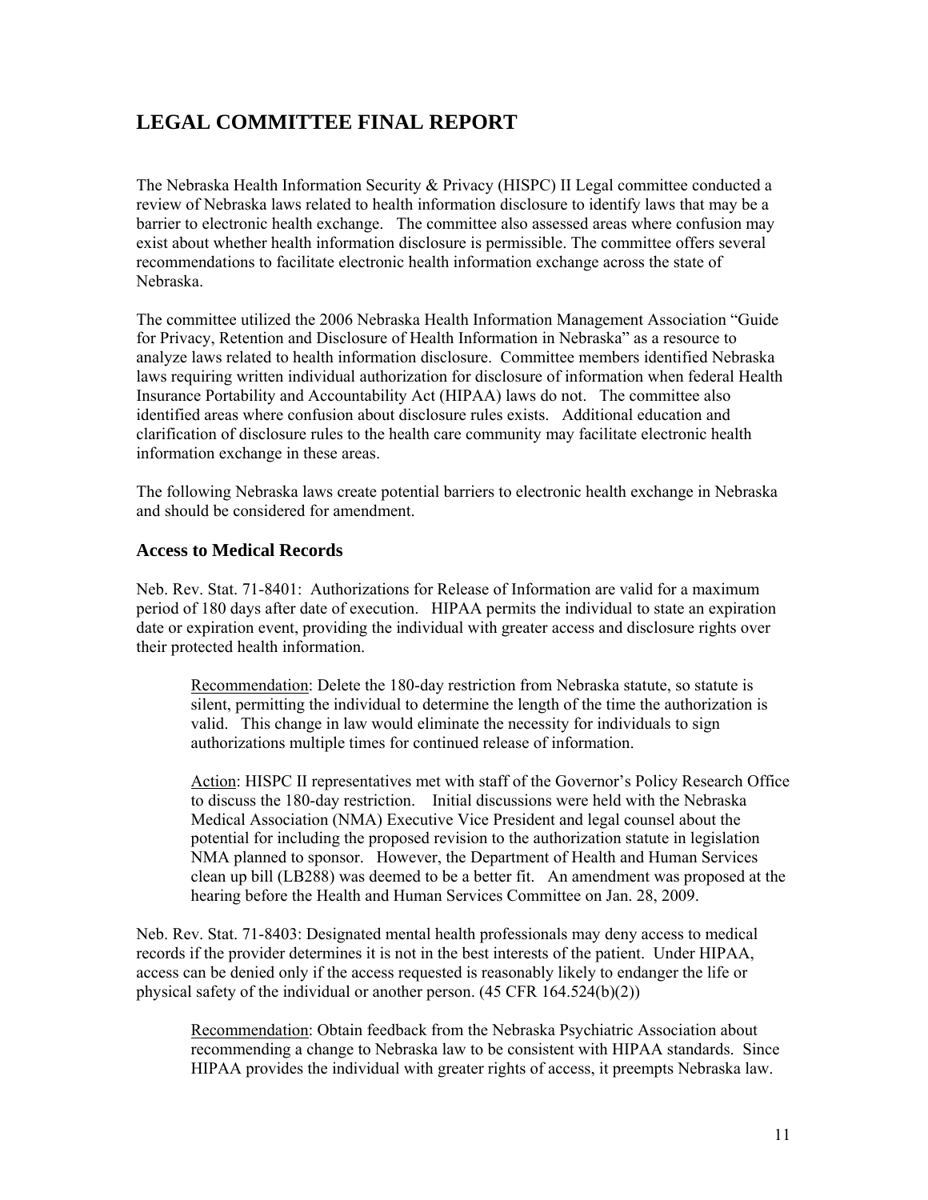# LEGAL COMMITTEE FINAL REPORT

The Nebraska Health Information Security & Privacy (HISPC) II Legal committee conducted a review of Nebraska laws related to health information disclosure to identify laws that may be a barrier to electronic health exchange. The committee also assessed areas where confusion may exist about whether health information disclosure is permissible. The committee offers several recommendations to facilitate electronic health information exchange across the state of Nebraska.

The committee utilized the 2006 Nebraska Health Information Management Association "Guide for Privacy, Retention and Disclosure of Health Information in Nebraska" as a resource to analyze laws related to health information disclosure. Committee members identified Nebraska laws requiring written individual authorization for disclosure of information when federal Health Insurance Portability and Accountability Act (HIPAA) laws do not. The committee also identified areas where confusion about disclosure rules exists. Additional education and clarification of disclosure rules to the health care community may facilitate electronic health information exchange in these areas.

The following Nebraska laws create potential barriers to electronic health exchange in Nebraska and should be considered for amendment.

## Access to Medical Records

Neb. Rev. Stat. 71-8401: Authorizations for Release of Information are valid for a maximum period of 180 days after date of execution. HIPAA permits the individual to state an expiration date or expiration event, providing the individual with greater access and disclosure rights over their protected health information.

> Recommendation: Delete the 180-day restriction from Nebraska statute, so statute is silent, permitting the individual to determine the length of the time the authorization is valid. This change in law would eliminate the necessity for individuals to sign authorizations multiple times for continued release of information.
>
> Action: HISPC II representatives met with staff of the Governor's Policy Research Office to discuss the 180-day restriction. Initial discussions were held with the Nebraska Medical Association (NMA) Executive Vice President and legal counsel about the potential for including the proposed revision to the authorization statute in legislation NMA planned to sponsor. However, the Department of Health and Human Services clean up bill (LB288) was deemed to be a better fit. An amendment was proposed at the hearing before the Health and Human Services Committee on Jan. 28, 2009.

Neb. Rev. Stat. 71-8403: Designated mental health professionals may deny access to medical records if the provider determines it is not in the best interests of the patient. Under HIPAA, access can be denied only if the access requested is reasonably likely to endanger the life or physical safety of the individual or another person. (45 CFR 164.524(b)(2))

> Recommendation: Obtain feedback from the Nebraska Psychiatric Association about recommending a change to Nebraska law to be consistent with HIPAA standards. Since HIPAA provides the individual with greater rights of access, it preempts Nebraska law.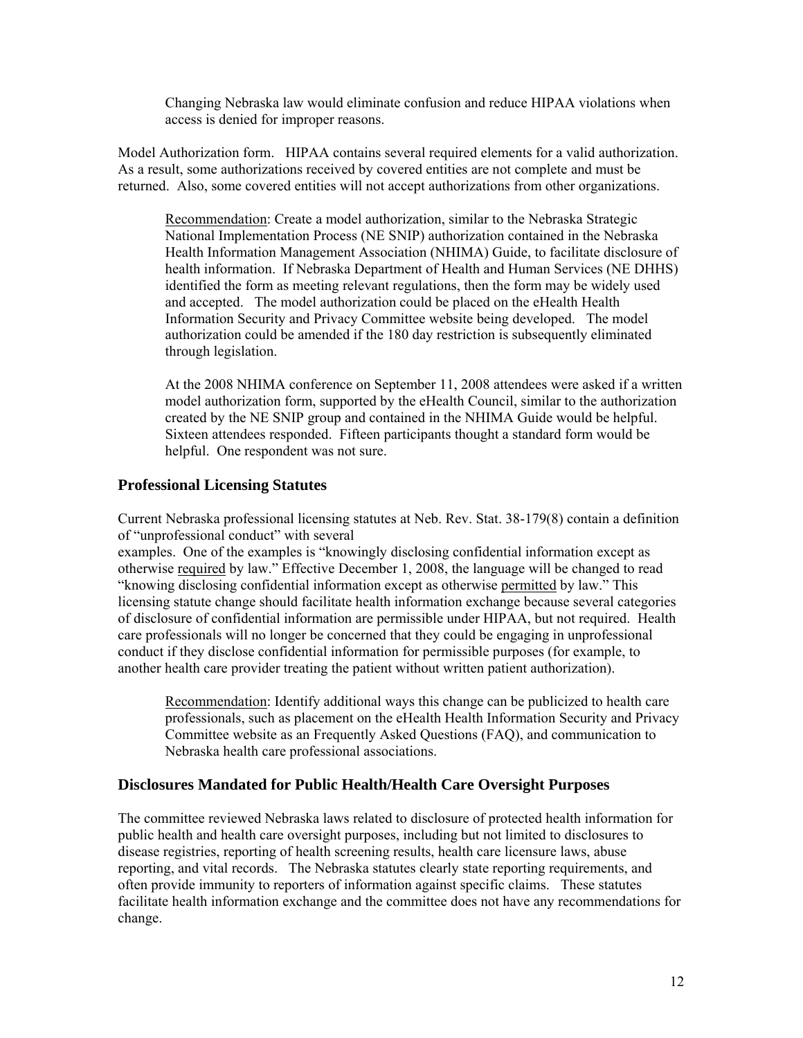Changing Nebraska law would eliminate confusion and reduce HIPAA violations when access is denied for improper reasons.

Model Authorization form. HIPAA contains several required elements for a valid authorization. As a result, some authorizations received by covered entities are not complete and must be returned. Also, some covered entities will not accept authorizations from other organizations.

> Recommendation: Create a model authorization, similar to the Nebraska Strategic National Implementation Process (NE SNIP) authorization contained in the Nebraska Health Information Management Association (NHIMA) Guide, to facilitate disclosure of health information. If Nebraska Department of Health and Human Services (NE DHHS) identified the form as meeting relevant regulations, then the form may be widely used and accepted. The model authorization could be placed on the eHealth Health Information Security and Privacy Committee website being developed. The model authorization could be amended if the 180 day restriction is subsequently eliminated through legislation.
>
> At the 2008 NHIMA conference on September 11, 2008 attendees were asked if a written model authorization form, supported by the eHealth Council, similar to the authorization created by the NE SNIP group and contained in the NHIMA Guide would be helpful. Sixteen attendees responded. Fifteen participants thought a standard form would be helpful. One respondent was not sure.

### Professional Licensing Statutes

Current Nebraska professional licensing statutes at Neb. Rev. Stat. 38-179(8) contain a definition of "unprofessional conduct" with several examples. One of the examples is "knowingly disclosing confidential information except as otherwise required by law." Effective December 1, 2008, the language will be changed to read "knowing disclosing confidential information except as otherwise permitted by law." This licensing statute change should facilitate health information exchange because several categories of disclosure of confidential information are permissible under HIPAA, but not required. Health care professionals will no longer be concerned that they could be engaging in unprofessional conduct if they disclose confidential information for permissible purposes (for example, to another health care provider treating the patient without written patient authorization).

> Recommendation: Identify additional ways this change can be publicized to health care professionals, such as placement on the eHealth Health Information Security and Privacy Committee website as an Frequently Asked Questions (FAQ), and communication to Nebraska health care professional associations.

### Disclosures Mandated for Public Health/Health Care Oversight Purposes

The committee reviewed Nebraska laws related to disclosure of protected health information for public health and health care oversight purposes, including but not limited to disclosures to disease registries, reporting of health screening results, health care licensure laws, abuse reporting, and vital records. The Nebraska statutes clearly state reporting requirements, and often provide immunity to reporters of information against specific claims. These statutes facilitate health information exchange and the committee does not have any recommendations for change.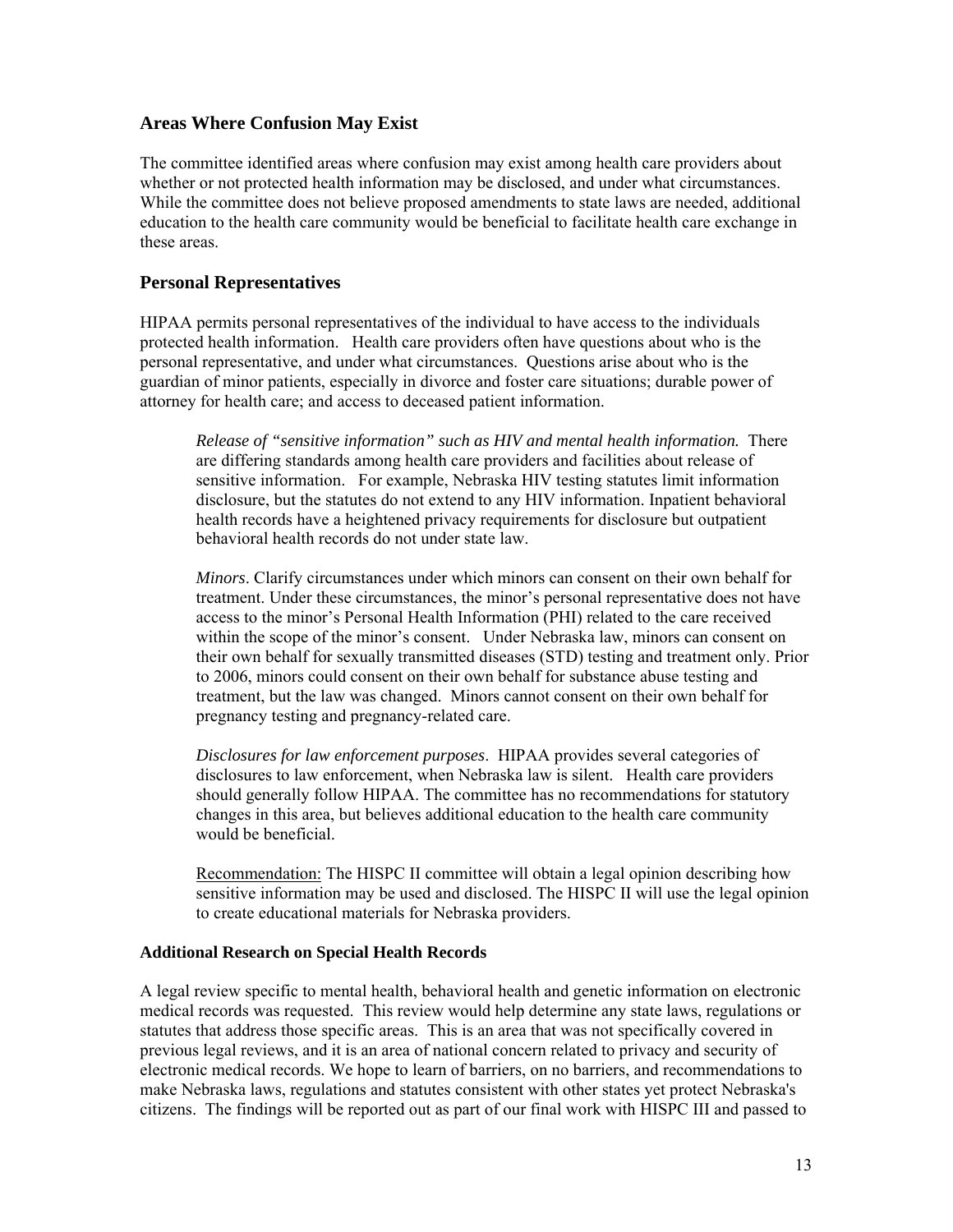## Areas Where Confusion May Exist

The committee identified areas where confusion may exist among health care providers about whether or not protected health information may be disclosed, and under what circumstances. While the committee does not believe proposed amendments to state laws are needed, additional education to the health care community would be beneficial to facilitate health care exchange in these areas.

## Personal Representatives

HIPAA permits personal representatives of the individual to have access to the individuals protected health information. Health care providers often have questions about who is the personal representative, and under what circumstances. Questions arise about who is the guardian of minor patients, especially in divorce and foster care situations; durable power of attorney for health care; and access to deceased patient information.

> *Release of "sensitive information" such as HIV and mental health information.* There are differing standards among health care providers and facilities about release of sensitive information. For example, Nebraska HIV testing statutes limit information disclosure, but the statutes do not extend to any HIV information. Inpatient behavioral health records have a heightened privacy requirements for disclosure but outpatient behavioral health records do not under state law.
>
> *Minors*. Clarify circumstances under which minors can consent on their own behalf for treatment. Under these circumstances, the minor's personal representative does not have access to the minor's Personal Health Information (PHI) related to the care received within the scope of the minor's consent. Under Nebraska law, minors can consent on their own behalf for sexually transmitted diseases (STD) testing and treatment only. Prior to 2006, minors could consent on their own behalf for substance abuse testing and treatment, but the law was changed. Minors cannot consent on their own behalf for pregnancy testing and pregnancy-related care.
>
> *Disclosures for law enforcement purposes*. HIPAA provides several categories of disclosures to law enforcement, when Nebraska law is silent. Health care providers should generally follow HIPAA. The committee has no recommendations for statutory changes in this area, but believes additional education to the health care community would be beneficial.
>
> <u>Recommendation:</u> The HISPC II committee will obtain a legal opinion describing how sensitive information may be used and disclosed. The HISPC II will use the legal opinion to create educational materials for Nebraska providers.

### Additional Research on Special Health Records

A legal review specific to mental health, behavioral health and genetic information on electronic medical records was requested. This review would help determine any state laws, regulations or statutes that address those specific areas. This is an area that was not specifically covered in previous legal reviews, and it is an area of national concern related to privacy and security of electronic medical records. We hope to learn of barriers, on no barriers, and recommendations to make Nebraska laws, regulations and statutes consistent with other states yet protect Nebraska's citizens. The findings will be reported out as part of our final work with HISPC III and passed to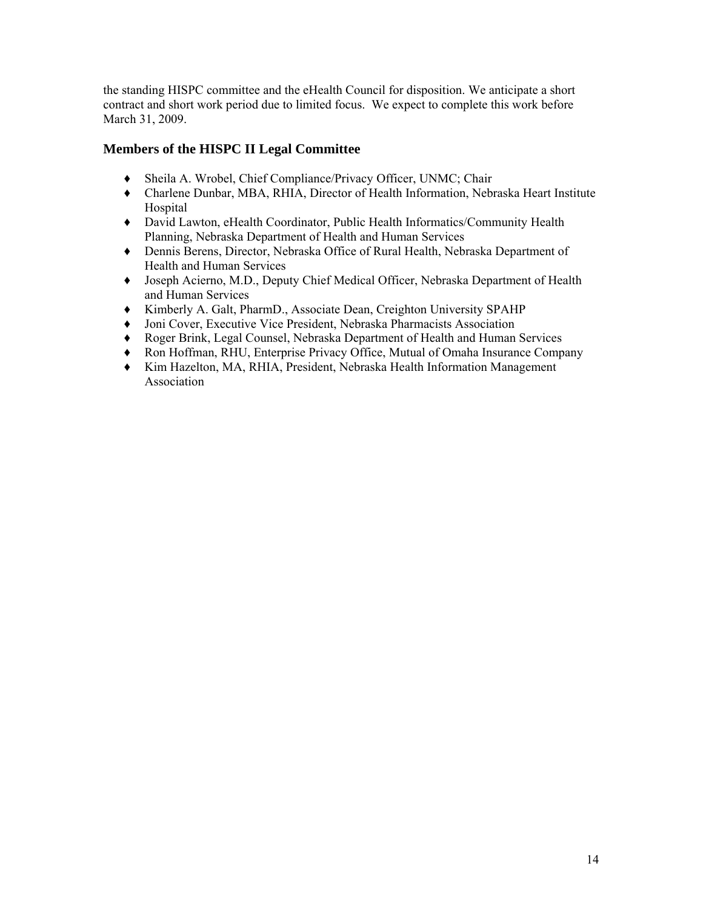the standing HISPC committee and the eHealth Council for disposition. We anticipate a short contract and short work period due to limited focus. We expect to complete this work before March 31, 2009.

### Members of the HISPC II Legal Committee

- Sheila A. Wrobel, Chief Compliance/Privacy Officer, UNMC; Chair
- Charlene Dunbar, MBA, RHIA, Director of Health Information, Nebraska Heart Institute Hospital
- David Lawton, eHealth Coordinator, Public Health Informatics/Community Health Planning, Nebraska Department of Health and Human Services
- Dennis Berens, Director, Nebraska Office of Rural Health, Nebraska Department of Health and Human Services
- Joseph Acierno, M.D., Deputy Chief Medical Officer, Nebraska Department of Health and Human Services
- Kimberly A. Galt, PharmD., Associate Dean, Creighton University SPAHP
- Joni Cover, Executive Vice President, Nebraska Pharmacists Association
- Roger Brink, Legal Counsel, Nebraska Department of Health and Human Services
- Ron Hoffman, RHU, Enterprise Privacy Office, Mutual of Omaha Insurance Company
- Kim Hazelton, MA, RHIA, President, Nebraska Health Information Management Association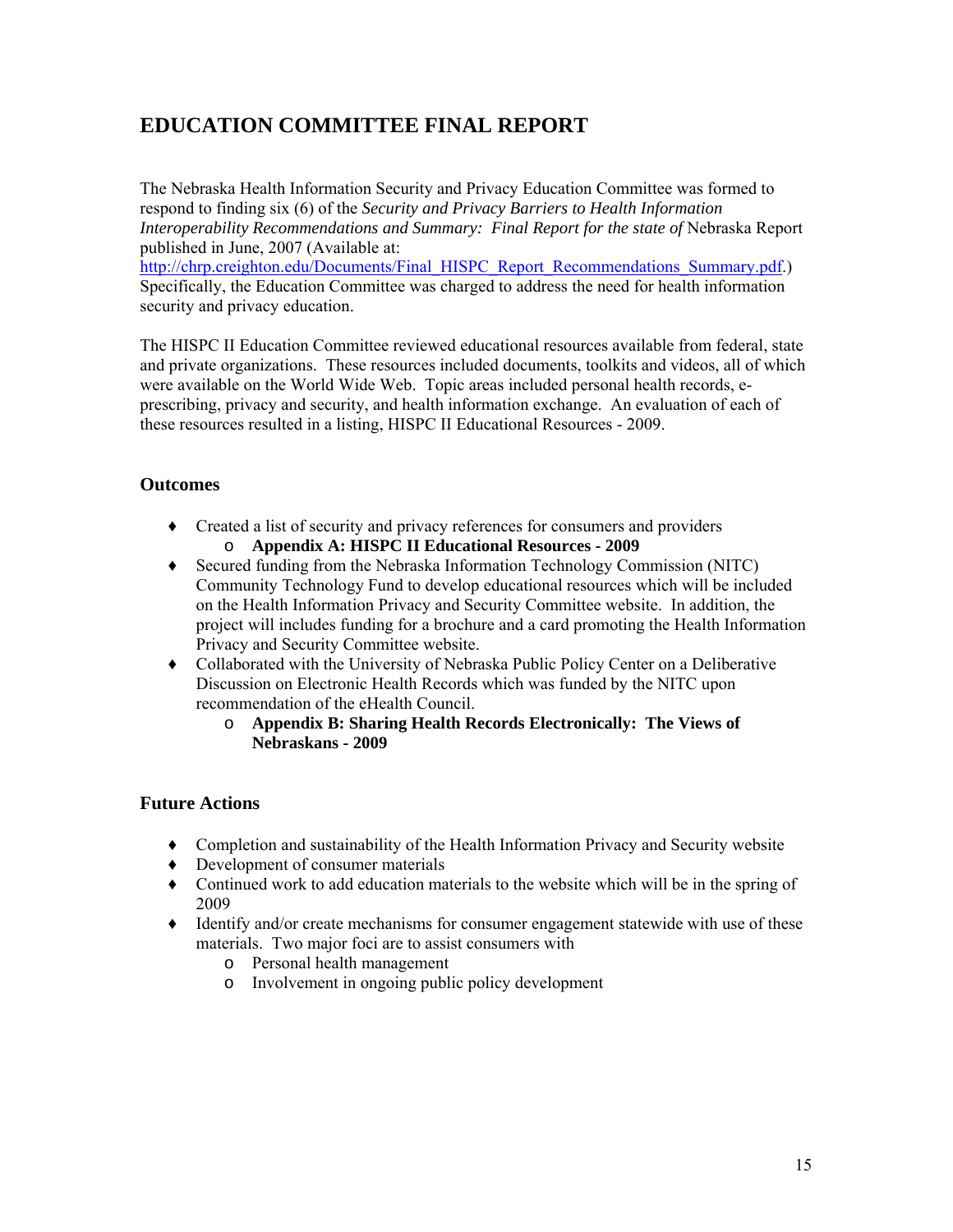# EDUCATION COMMITTEE FINAL REPORT

The Nebraska Health Information Security and Privacy Education Committee was formed to respond to finding six (6) of the *Security and Privacy Barriers to Health Information Interoperability Recommendations and Summary: Final Report for the state of* Nebraska Report published in June, 2007 (Available at: http://chrp.creighton.edu/Documents/Final_HISPC_Report_Recommendations_Summary.pdf.) Specifically, the Education Committee was charged to address the need for health information security and privacy education.

The HISPC II Education Committee reviewed educational resources available from federal, state and private organizations. These resources included documents, toolkits and videos, all of which were available on the World Wide Web. Topic areas included personal health records, e-prescribing, privacy and security, and health information exchange. An evaluation of each of these resources resulted in a listing, HISPC II Educational Resources - 2009.

## Outcomes

- Created a list of security and privacy references for consumers and providers
  - **Appendix A: HISPC II Educational Resources - 2009**
- Secured funding from the Nebraska Information Technology Commission (NITC) Community Technology Fund to develop educational resources which will be included on the Health Information Privacy and Security Committee website. In addition, the project will includes funding for a brochure and a card promoting the Health Information Privacy and Security Committee website.
- Collaborated with the University of Nebraska Public Policy Center on a Deliberative Discussion on Electronic Health Records which was funded by the NITC upon recommendation of the eHealth Council.
  - **Appendix B: Sharing Health Records Electronically: The Views of Nebraskans - 2009**

## Future Actions

- Completion and sustainability of the Health Information Privacy and Security website
- Development of consumer materials
- Continued work to add education materials to the website which will be in the spring of 2009
- Identify and/or create mechanisms for consumer engagement statewide with use of these materials. Two major foci are to assist consumers with
  - Personal health management
  - Involvement in ongoing public policy development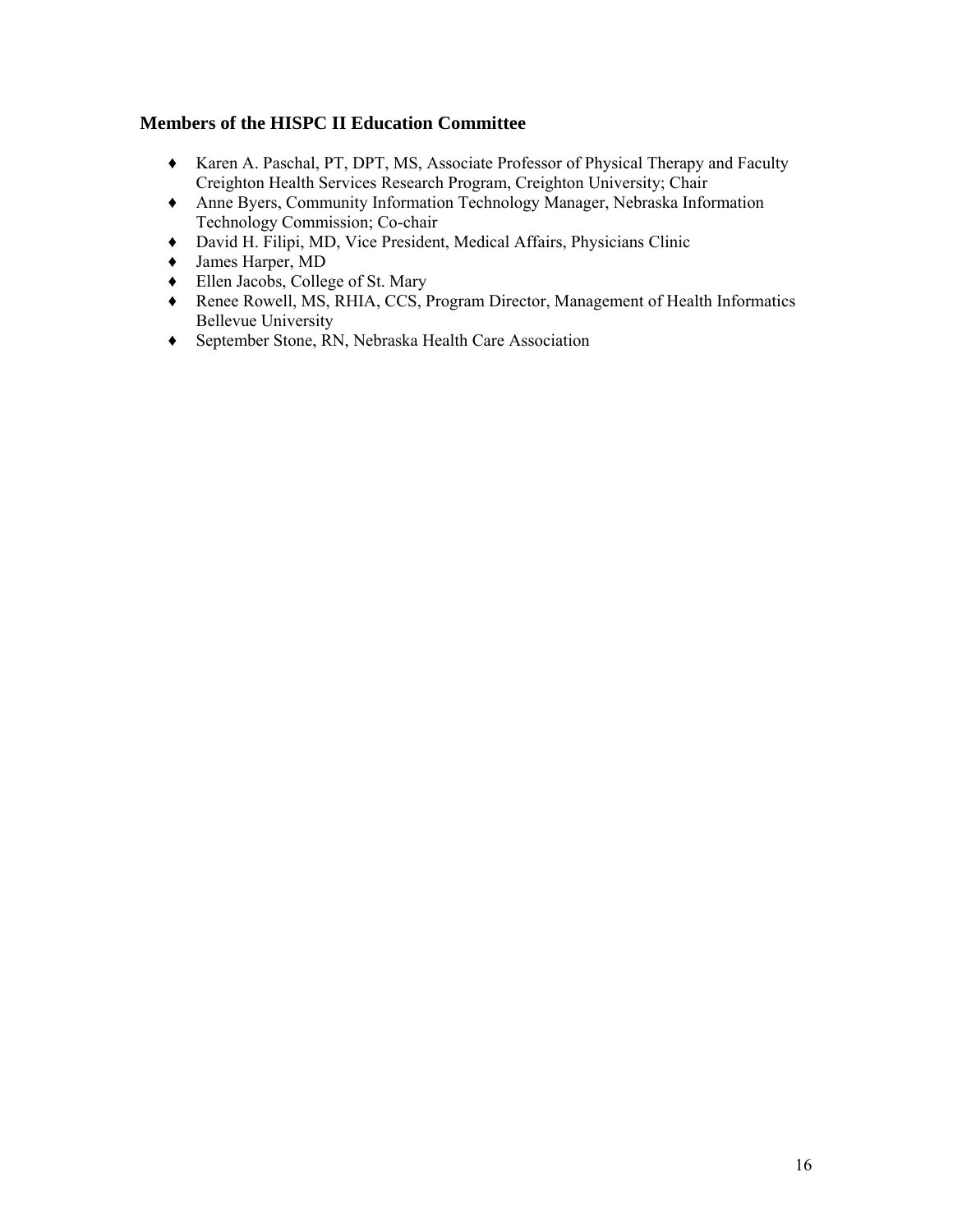### Members of the HISPC II Education Committee

- Karen A. Paschal, PT, DPT, MS, Associate Professor of Physical Therapy and Faculty Creighton Health Services Research Program, Creighton University; Chair
- Anne Byers, Community Information Technology Manager, Nebraska Information Technology Commission; Co-chair
- David H. Filipi, MD, Vice President, Medical Affairs, Physicians Clinic
- James Harper, MD
- Ellen Jacobs, College of St. Mary
- Renee Rowell, MS, RHIA, CCS, Program Director, Management of Health Informatics Bellevue University
- September Stone, RN, Nebraska Health Care Association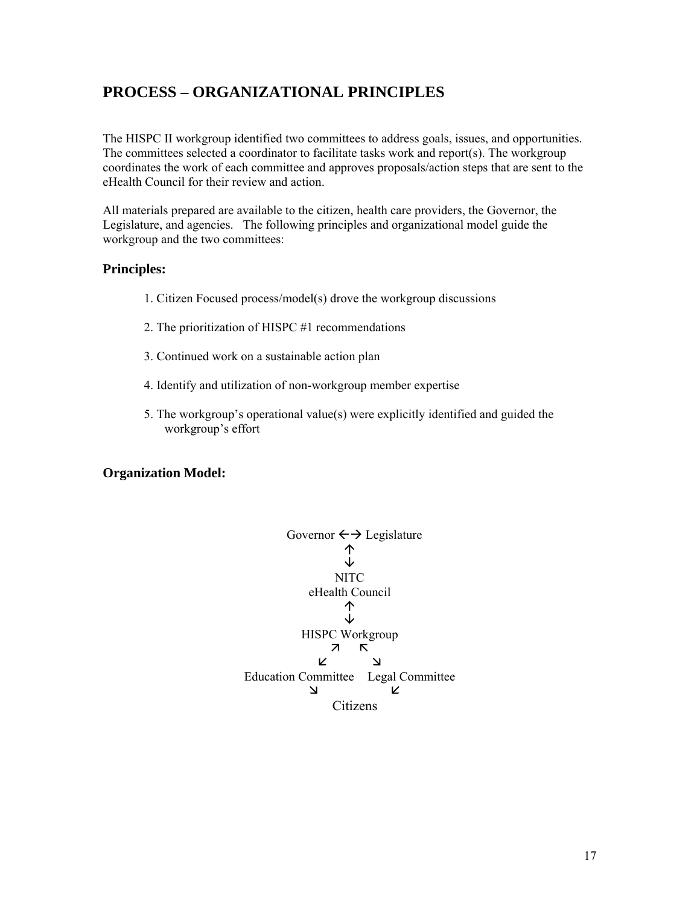## PROCESS – ORGANIZATIONAL PRINCIPLES

The HISPC II workgroup identified two committees to address goals, issues, and opportunities. The committees selected a coordinator to facilitate tasks work and report(s). The workgroup coordinates the work of each committee and approves proposals/action steps that are sent to the eHealth Council for their review and action.

All materials prepared are available to the citizen, health care providers, the Governor, the Legislature, and agencies. The following principles and organizational model guide the workgroup and the two committees:

### Principles:

1. Citizen Focused process/model(s) drove the workgroup discussions
2. The prioritization of HISPC #1 recommendations
3. Continued work on a sustainable action plan
4. Identify and utilization of non-workgroup member expertise
5. The workgroup's operational value(s) were explicitly identified and guided the workgroup's effort

### Organization Model:

Governor ←→ Legislature

↑↓

NITC
eHealth Council

↑↓

HISPC Workgroup

↗ ↖ ↙ ↘

Education Committee    Legal Committee

↘ ↙

Citizens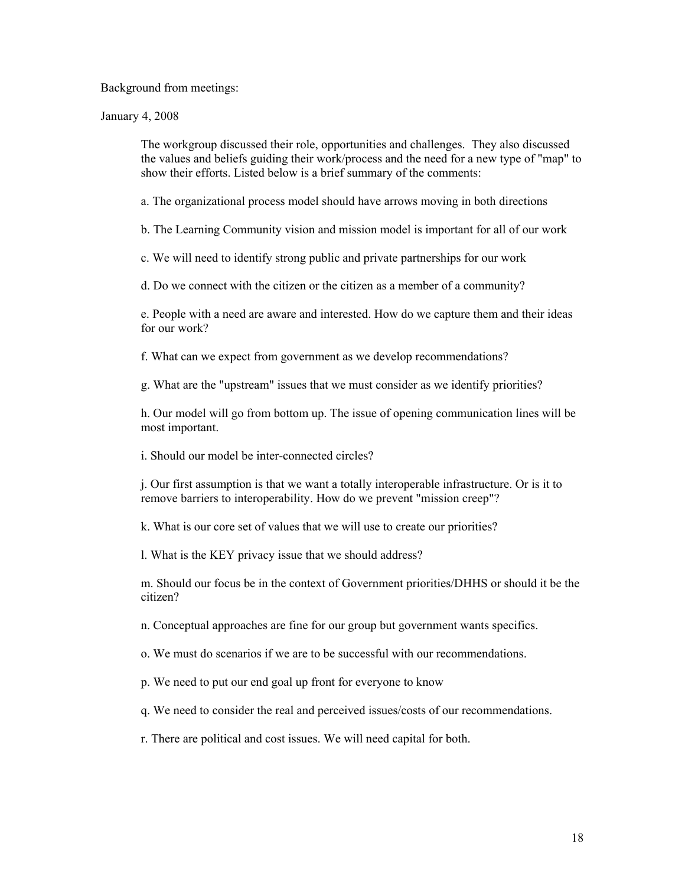Background from meetings:

January 4, 2008

The workgroup discussed their role, opportunities and challenges. They also discussed the values and beliefs guiding their work/process and the need for a new type of "map" to show their efforts. Listed below is a brief summary of the comments:

a. The organizational process model should have arrows moving in both directions

b. The Learning Community vision and mission model is important for all of our work

c. We will need to identify strong public and private partnerships for our work

d. Do we connect with the citizen or the citizen as a member of a community?

e. People with a need are aware and interested. How do we capture them and their ideas for our work?

f. What can we expect from government as we develop recommendations?

g. What are the "upstream" issues that we must consider as we identify priorities?

h. Our model will go from bottom up. The issue of opening communication lines will be most important.

i. Should our model be inter-connected circles?

j. Our first assumption is that we want a totally interoperable infrastructure. Or is it to remove barriers to interoperability. How do we prevent "mission creep"?

k. What is our core set of values that we will use to create our priorities?

l. What is the KEY privacy issue that we should address?

m. Should our focus be in the context of Government priorities/DHHS or should it be the citizen?

n. Conceptual approaches are fine for our group but government wants specifics.

o. We must do scenarios if we are to be successful with our recommendations.

p. We need to put our end goal up front for everyone to know

q. We need to consider the real and perceived issues/costs of our recommendations.

r. There are political and cost issues. We will need capital for both.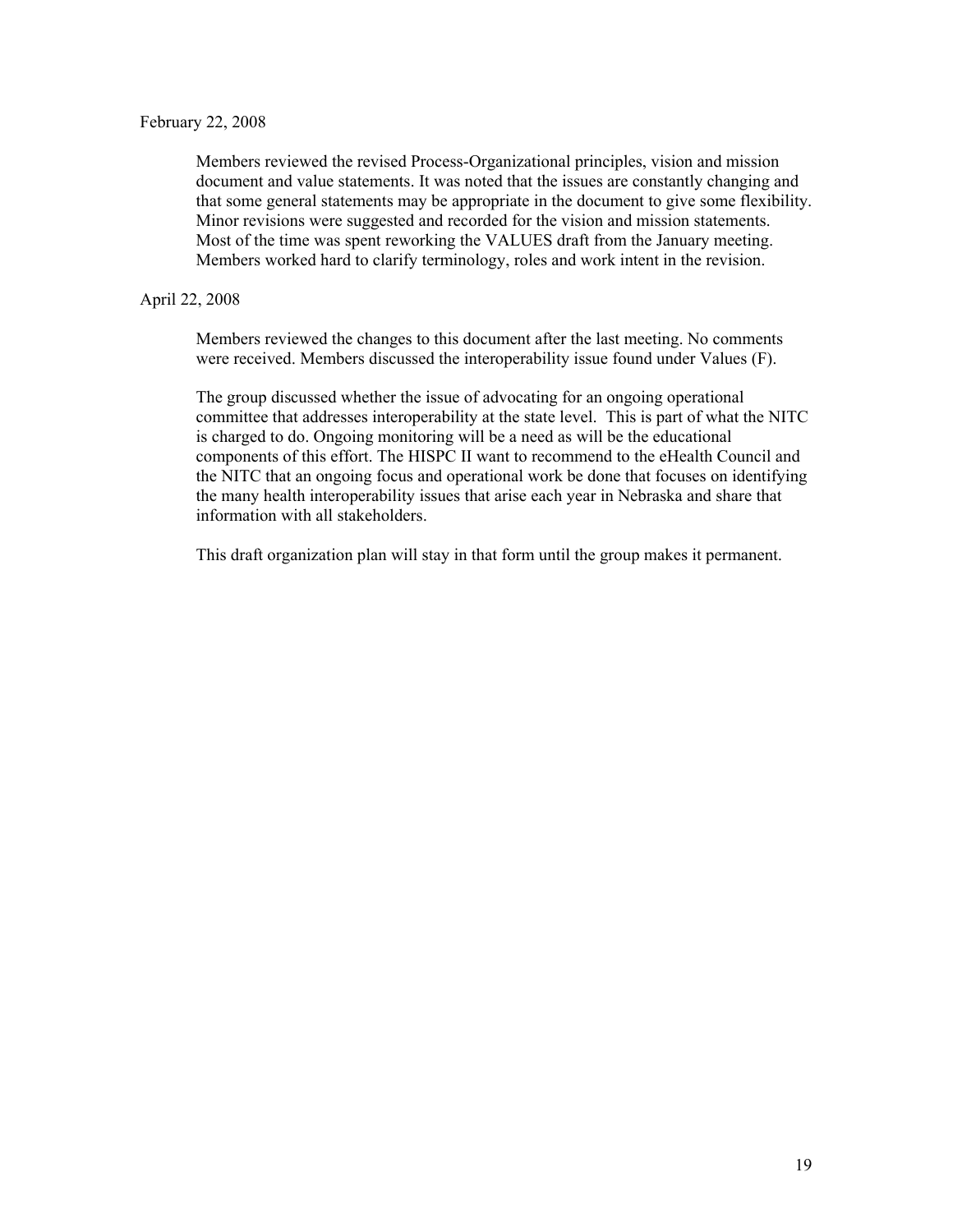February 22, 2008

Members reviewed the revised Process-Organizational principles, vision and mission document and value statements. It was noted that the issues are constantly changing and that some general statements may be appropriate in the document to give some flexibility. Minor revisions were suggested and recorded for the vision and mission statements. Most of the time was spent reworking the VALUES draft from the January meeting. Members worked hard to clarify terminology, roles and work intent in the revision.

April 22, 2008

Members reviewed the changes to this document after the last meeting. No comments were received. Members discussed the interoperability issue found under Values (F).

The group discussed whether the issue of advocating for an ongoing operational committee that addresses interoperability at the state level. This is part of what the NITC is charged to do. Ongoing monitoring will be a need as will be the educational components of this effort. The HISPC II want to recommend to the eHealth Council and the NITC that an ongoing focus and operational work be done that focuses on identifying the many health interoperability issues that arise each year in Nebraska and share that information with all stakeholders.

This draft organization plan will stay in that form until the group makes it permanent.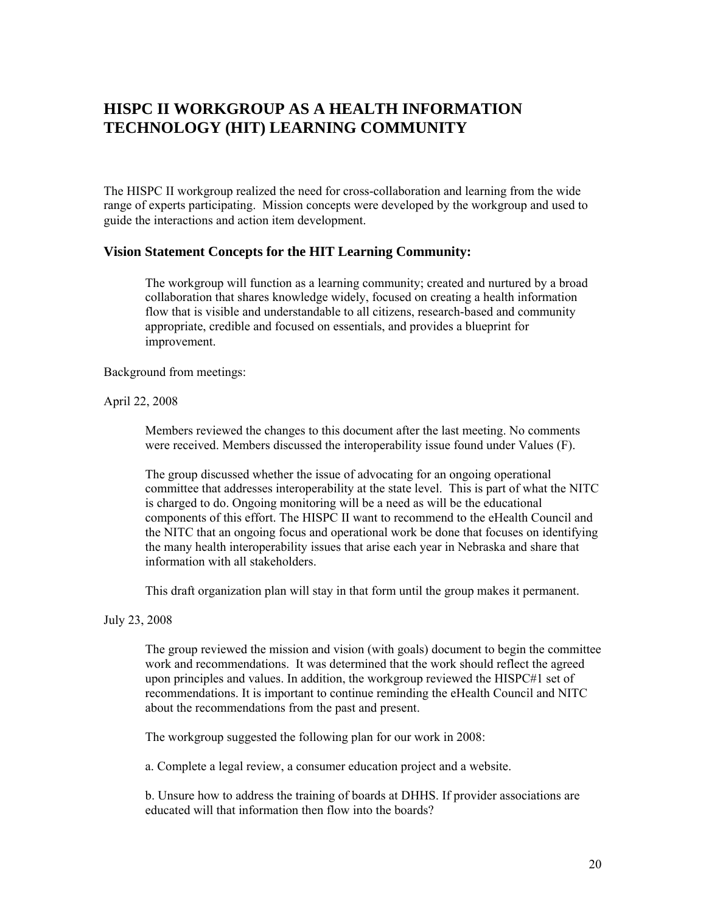# HISPC II WORKGROUP AS A HEALTH INFORMATION TECHNOLOGY (HIT) LEARNING COMMUNITY

The HISPC II workgroup realized the need for cross-collaboration and learning from the wide range of experts participating. Mission concepts were developed by the workgroup and used to guide the interactions and action item development.

## Vision Statement Concepts for the HIT Learning Community:

> The workgroup will function as a learning community; created and nurtured by a broad collaboration that shares knowledge widely, focused on creating a health information flow that is visible and understandable to all citizens, research-based and community appropriate, credible and focused on essentials, and provides a blueprint for improvement.

Background from meetings:

April 22, 2008

> Members reviewed the changes to this document after the last meeting. No comments were received. Members discussed the interoperability issue found under Values (F).
>
> The group discussed whether the issue of advocating for an ongoing operational committee that addresses interoperability at the state level. This is part of what the NITC is charged to do. Ongoing monitoring will be a need as will be the educational components of this effort. The HISPC II want to recommend to the eHealth Council and the NITC that an ongoing focus and operational work be done that focuses on identifying the many health interoperability issues that arise each year in Nebraska and share that information with all stakeholders.
>
> This draft organization plan will stay in that form until the group makes it permanent.

July 23, 2008

> The group reviewed the mission and vision (with goals) document to begin the committee work and recommendations. It was determined that the work should reflect the agreed upon principles and values. In addition, the workgroup reviewed the HISPC#1 set of recommendations. It is important to continue reminding the eHealth Council and NITC about the recommendations from the past and present.
>
> The workgroup suggested the following plan for our work in 2008:
>
> a. Complete a legal review, a consumer education project and a website.
>
> b. Unsure how to address the training of boards at DHHS. If provider associations are educated will that information then flow into the boards?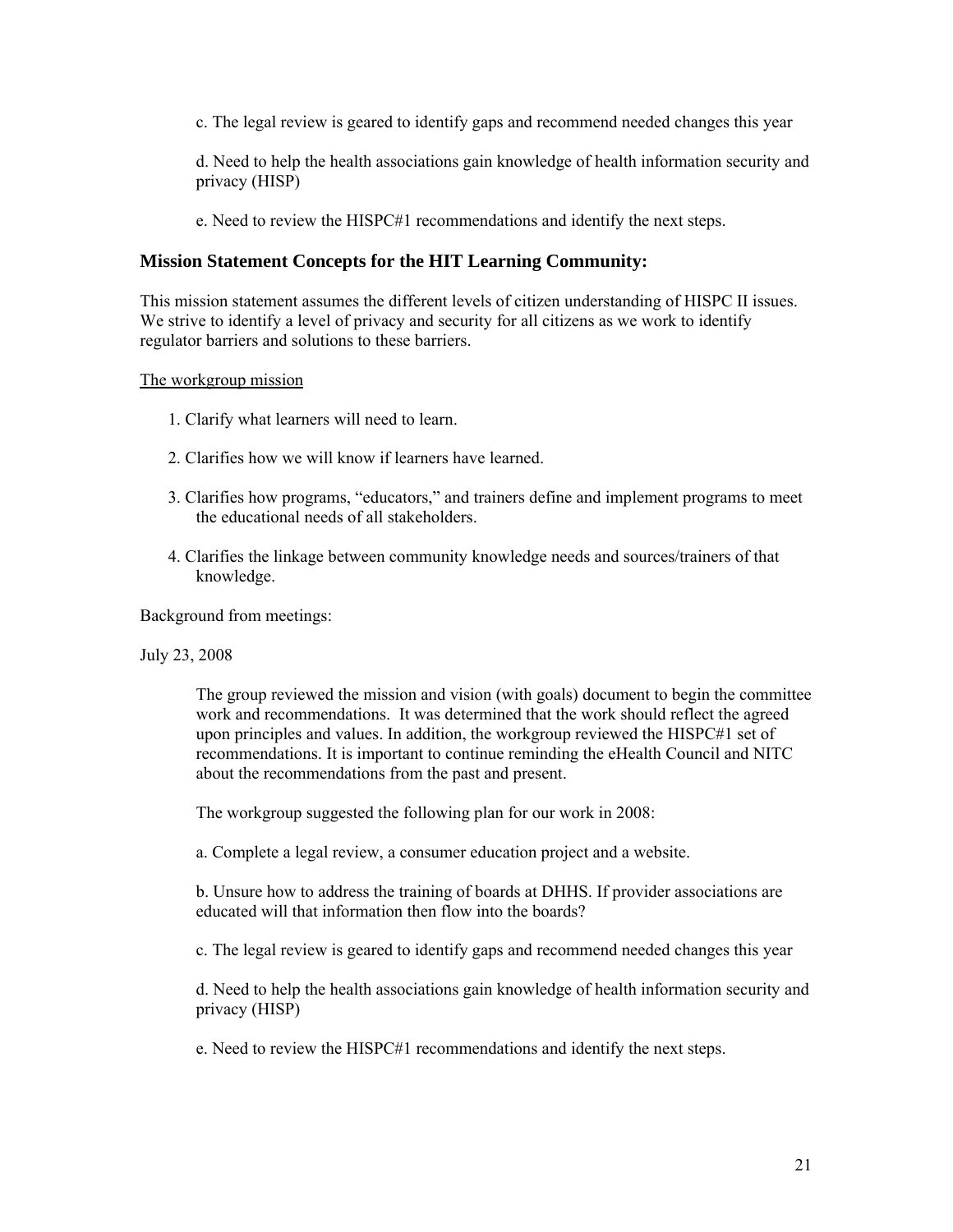c. The legal review is geared to identify gaps and recommend needed changes this year

d. Need to help the health associations gain knowledge of health information security and privacy (HISP)

e. Need to review the HISPC#1 recommendations and identify the next steps.

### Mission Statement Concepts for the HIT Learning Community:

This mission statement assumes the different levels of citizen understanding of HISPC II issues. We strive to identify a level of privacy and security for all citizens as we work to identify regulator barriers and solutions to these barriers.

<u>The workgroup mission</u>

1. Clarify what learners will need to learn.
2. Clarifies how we will know if learners have learned.
3. Clarifies how programs, "educators," and trainers define and implement programs to meet the educational needs of all stakeholders.
4. Clarifies the linkage between community knowledge needs and sources/trainers of that knowledge.

Background from meetings:

July 23, 2008

The group reviewed the mission and vision (with goals) document to begin the committee work and recommendations. It was determined that the work should reflect the agreed upon principles and values. In addition, the workgroup reviewed the HISPC#1 set of recommendations. It is important to continue reminding the eHealth Council and NITC about the recommendations from the past and present.

The workgroup suggested the following plan for our work in 2008:

a. Complete a legal review, a consumer education project and a website.

b. Unsure how to address the training of boards at DHHS. If provider associations are educated will that information then flow into the boards?

c. The legal review is geared to identify gaps and recommend needed changes this year

d. Need to help the health associations gain knowledge of health information security and privacy (HISP)

e. Need to review the HISPC#1 recommendations and identify the next steps.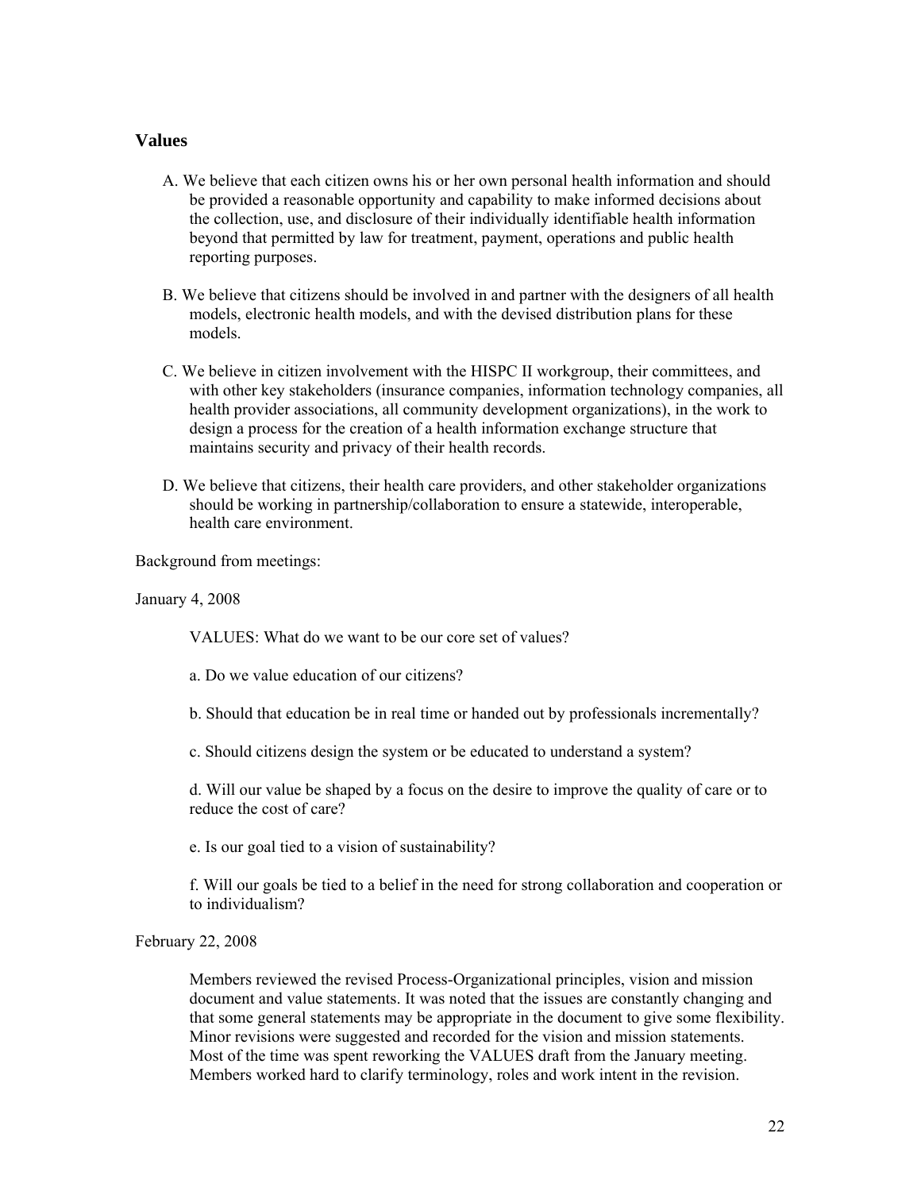## Values

A. We believe that each citizen owns his or her own personal health information and should be provided a reasonable opportunity and capability to make informed decisions about the collection, use, and disclosure of their individually identifiable health information beyond that permitted by law for treatment, payment, operations and public health reporting purposes.

B. We believe that citizens should be involved in and partner with the designers of all health models, electronic health models, and with the devised distribution plans for these models.

C. We believe in citizen involvement with the HISPC II workgroup, their committees, and with other key stakeholders (insurance companies, information technology companies, all health provider associations, all community development organizations), in the work to design a process for the creation of a health information exchange structure that maintains security and privacy of their health records.

D. We believe that citizens, their health care providers, and other stakeholder organizations should be working in partnership/collaboration to ensure a statewide, interoperable, health care environment.

Background from meetings:

January 4, 2008

> VALUES: What do we want to be our core set of values?
>
> a. Do we value education of our citizens?
>
> b. Should that education be in real time or handed out by professionals incrementally?
>
> c. Should citizens design the system or be educated to understand a system?
>
> d. Will our value be shaped by a focus on the desire to improve the quality of care or to reduce the cost of care?
>
> e. Is our goal tied to a vision of sustainability?
>
> f. Will our goals be tied to a belief in the need for strong collaboration and cooperation or to individualism?

February 22, 2008

> Members reviewed the revised Process-Organizational principles, vision and mission document and value statements. It was noted that the issues are constantly changing and that some general statements may be appropriate in the document to give some flexibility. Minor revisions were suggested and recorded for the vision and mission statements. Most of the time was spent reworking the VALUES draft from the January meeting. Members worked hard to clarify terminology, roles and work intent in the revision.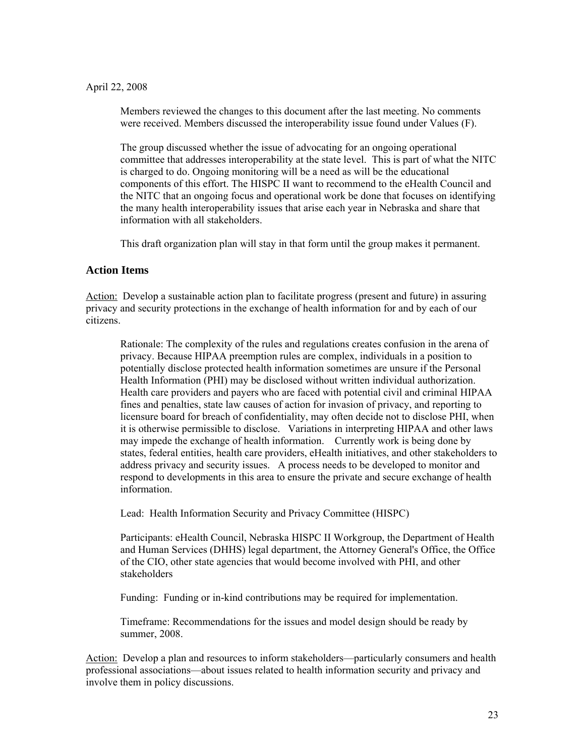April 22, 2008

Members reviewed the changes to this document after the last meeting. No comments were received. Members discussed the interoperability issue found under Values (F).

The group discussed whether the issue of advocating for an ongoing operational committee that addresses interoperability at the state level. This is part of what the NITC is charged to do. Ongoing monitoring will be a need as will be the educational components of this effort. The HISPC II want to recommend to the eHealth Council and the NITC that an ongoing focus and operational work be done that focuses on identifying the many health interoperability issues that arise each year in Nebraska and share that information with all stakeholders.

This draft organization plan will stay in that form until the group makes it permanent.

## Action Items

Action: Develop a sustainable action plan to facilitate progress (present and future) in assuring privacy and security protections in the exchange of health information for and by each of our citizens.

Rationale: The complexity of the rules and regulations creates confusion in the arena of privacy. Because HIPAA preemption rules are complex, individuals in a position to potentially disclose protected health information sometimes are unsure if the Personal Health Information (PHI) may be disclosed without written individual authorization. Health care providers and payers who are faced with potential civil and criminal HIPAA fines and penalties, state law causes of action for invasion of privacy, and reporting to licensure board for breach of confidentiality, may often decide not to disclose PHI, when it is otherwise permissible to disclose. Variations in interpreting HIPAA and other laws may impede the exchange of health information. Currently work is being done by states, federal entities, health care providers, eHealth initiatives, and other stakeholders to address privacy and security issues. A process needs to be developed to monitor and respond to developments in this area to ensure the private and secure exchange of health information.

Lead: Health Information Security and Privacy Committee (HISPC)

Participants: eHealth Council, Nebraska HISPC II Workgroup, the Department of Health and Human Services (DHHS) legal department, the Attorney General's Office, the Office of the CIO, other state agencies that would become involved with PHI, and other stakeholders

Funding: Funding or in-kind contributions may be required for implementation.

Timeframe: Recommendations for the issues and model design should be ready by summer, 2008.

Action: Develop a plan and resources to inform stakeholders—particularly consumers and health professional associations—about issues related to health information security and privacy and involve them in policy discussions.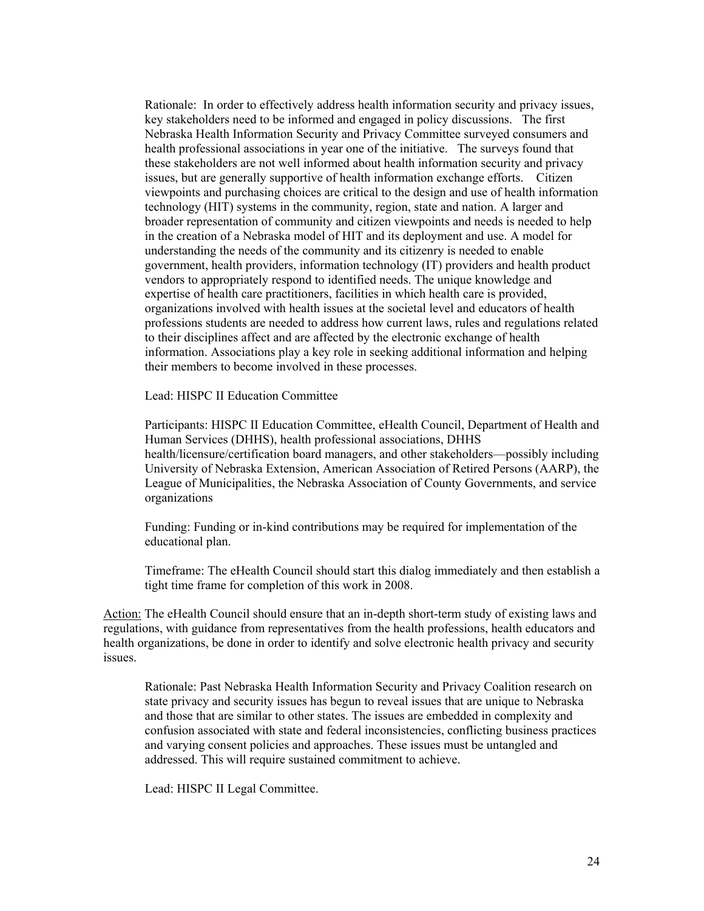Rationale: In order to effectively address health information security and privacy issues, key stakeholders need to be informed and engaged in policy discussions. The first Nebraska Health Information Security and Privacy Committee surveyed consumers and health professional associations in year one of the initiative. The surveys found that these stakeholders are not well informed about health information security and privacy issues, but are generally supportive of health information exchange efforts. Citizen viewpoints and purchasing choices are critical to the design and use of health information technology (HIT) systems in the community, region, state and nation. A larger and broader representation of community and citizen viewpoints and needs is needed to help in the creation of a Nebraska model of HIT and its deployment and use. A model for understanding the needs of the community and its citizenry is needed to enable government, health providers, information technology (IT) providers and health product vendors to appropriately respond to identified needs. The unique knowledge and expertise of health care practitioners, facilities in which health care is provided, organizations involved with health issues at the societal level and educators of health professions students are needed to address how current laws, rules and regulations related to their disciplines affect and are affected by the electronic exchange of health information. Associations play a key role in seeking additional information and helping their members to become involved in these processes.

Lead: HISPC II Education Committee

Participants: HISPC II Education Committee, eHealth Council, Department of Health and Human Services (DHHS), health professional associations, DHHS health/licensure/certification board managers, and other stakeholders—possibly including University of Nebraska Extension, American Association of Retired Persons (AARP), the League of Municipalities, the Nebraska Association of County Governments, and service organizations

Funding: Funding or in-kind contributions may be required for implementation of the educational plan.

Timeframe: The eHealth Council should start this dialog immediately and then establish a tight time frame for completion of this work in 2008.

Action: The eHealth Council should ensure that an in-depth short-term study of existing laws and regulations, with guidance from representatives from the health professions, health educators and health organizations, be done in order to identify and solve electronic health privacy and security issues.

Rationale: Past Nebraska Health Information Security and Privacy Coalition research on state privacy and security issues has begun to reveal issues that are unique to Nebraska and those that are similar to other states. The issues are embedded in complexity and confusion associated with state and federal inconsistencies, conflicting business practices and varying consent policies and approaches. These issues must be untangled and addressed. This will require sustained commitment to achieve.

Lead: HISPC II Legal Committee.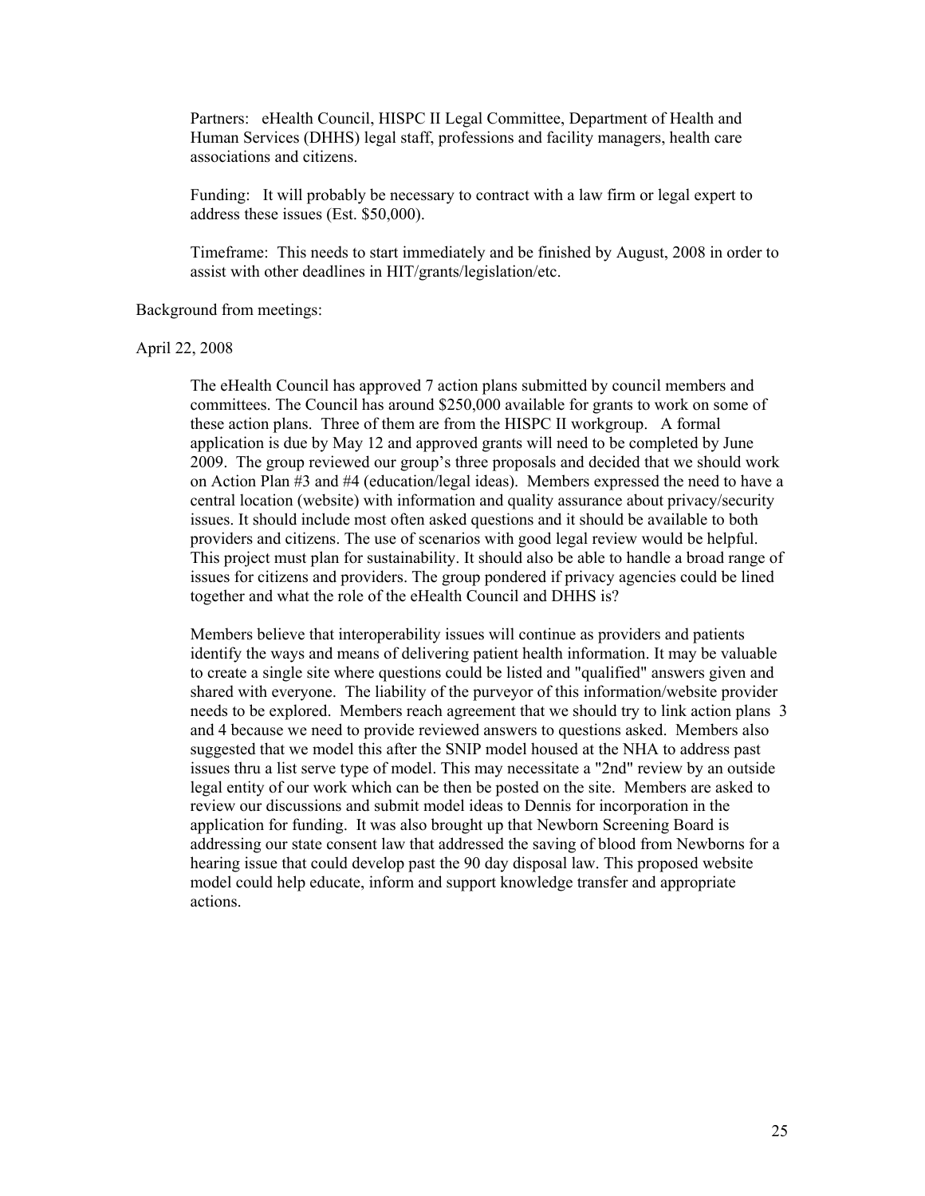Partners: eHealth Council, HISPC II Legal Committee, Department of Health and Human Services (DHHS) legal staff, professions and facility managers, health care associations and citizens.

Funding: It will probably be necessary to contract with a law firm or legal expert to address these issues (Est. $50,000).

Timeframe: This needs to start immediately and be finished by August, 2008 in order to assist with other deadlines in HIT/grants/legislation/etc.

Background from meetings:

April 22, 2008

The eHealth Council has approved 7 action plans submitted by council members and committees. The Council has around $250,000 available for grants to work on some of these action plans. Three of them are from the HISPC II workgroup. A formal application is due by May 12 and approved grants will need to be completed by June 2009. The group reviewed our group's three proposals and decided that we should work on Action Plan #3 and #4 (education/legal ideas). Members expressed the need to have a central location (website) with information and quality assurance about privacy/security issues. It should include most often asked questions and it should be available to both providers and citizens. The use of scenarios with good legal review would be helpful. This project must plan for sustainability. It should also be able to handle a broad range of issues for citizens and providers. The group pondered if privacy agencies could be lined together and what the role of the eHealth Council and DHHS is?

Members believe that interoperability issues will continue as providers and patients identify the ways and means of delivering patient health information. It may be valuable to create a single site where questions could be listed and "qualified" answers given and shared with everyone. The liability of the purveyor of this information/website provider needs to be explored. Members reach agreement that we should try to link action plans 3 and 4 because we need to provide reviewed answers to questions asked. Members also suggested that we model this after the SNIP model housed at the NHA to address past issues thru a list serve type of model. This may necessitate a "2nd" review by an outside legal entity of our work which can be then be posted on the site. Members are asked to review our discussions and submit model ideas to Dennis for incorporation in the application for funding. It was also brought up that Newborn Screening Board is addressing our state consent law that addressed the saving of blood from Newborns for a hearing issue that could develop past the 90 day disposal law. This proposed website model could help educate, inform and support knowledge transfer and appropriate actions.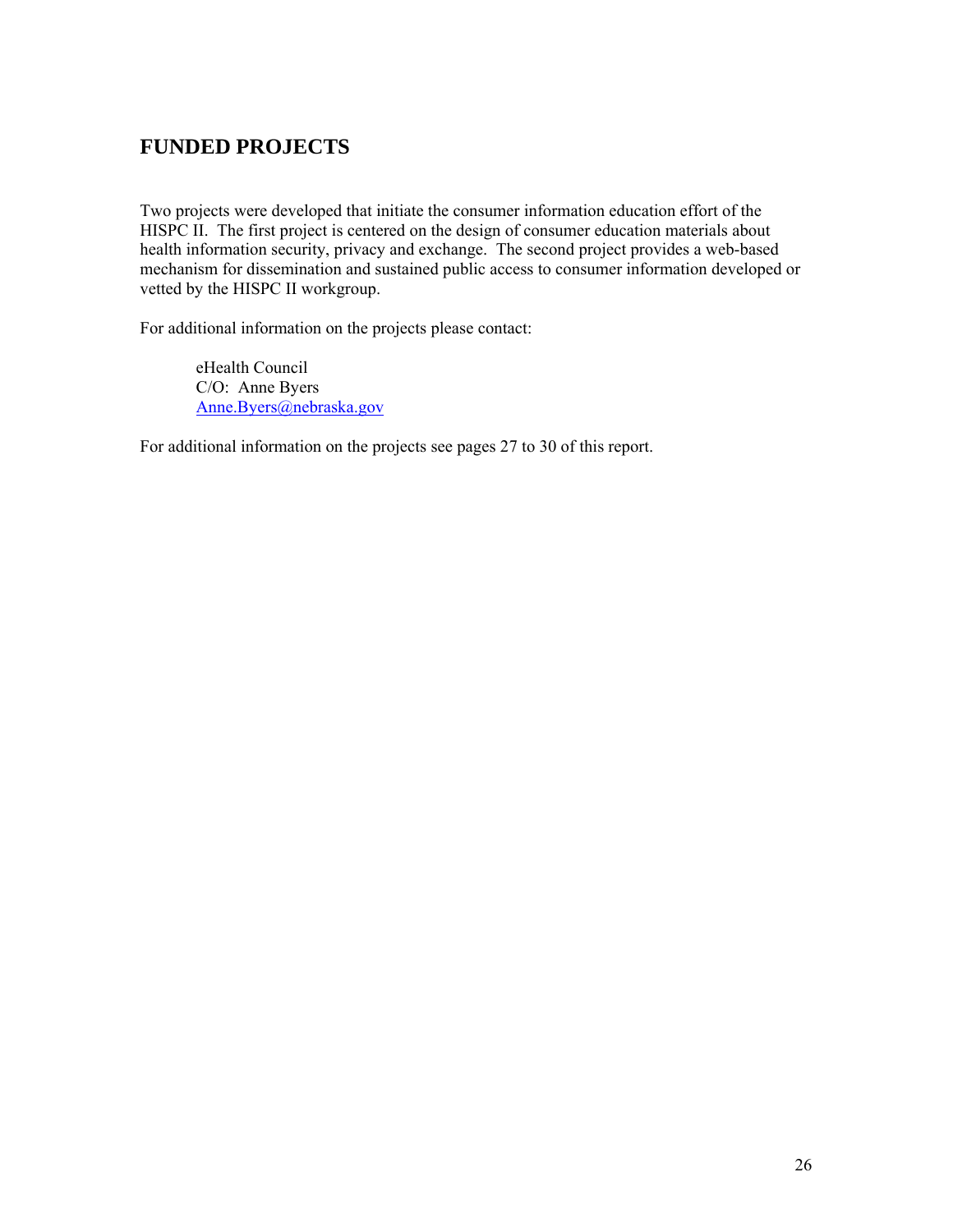## FUNDED PROJECTS

Two projects were developed that initiate the consumer information education effort of the HISPC II. The first project is centered on the design of consumer education materials about health information security, privacy and exchange. The second project provides a web-based mechanism for dissemination and sustained public access to consumer information developed or vetted by the HISPC II workgroup.

For additional information on the projects please contact:

> eHealth Council
> C/O: Anne Byers
> Anne.Byers@nebraska.gov

For additional information on the projects see pages 27 to 30 of this report.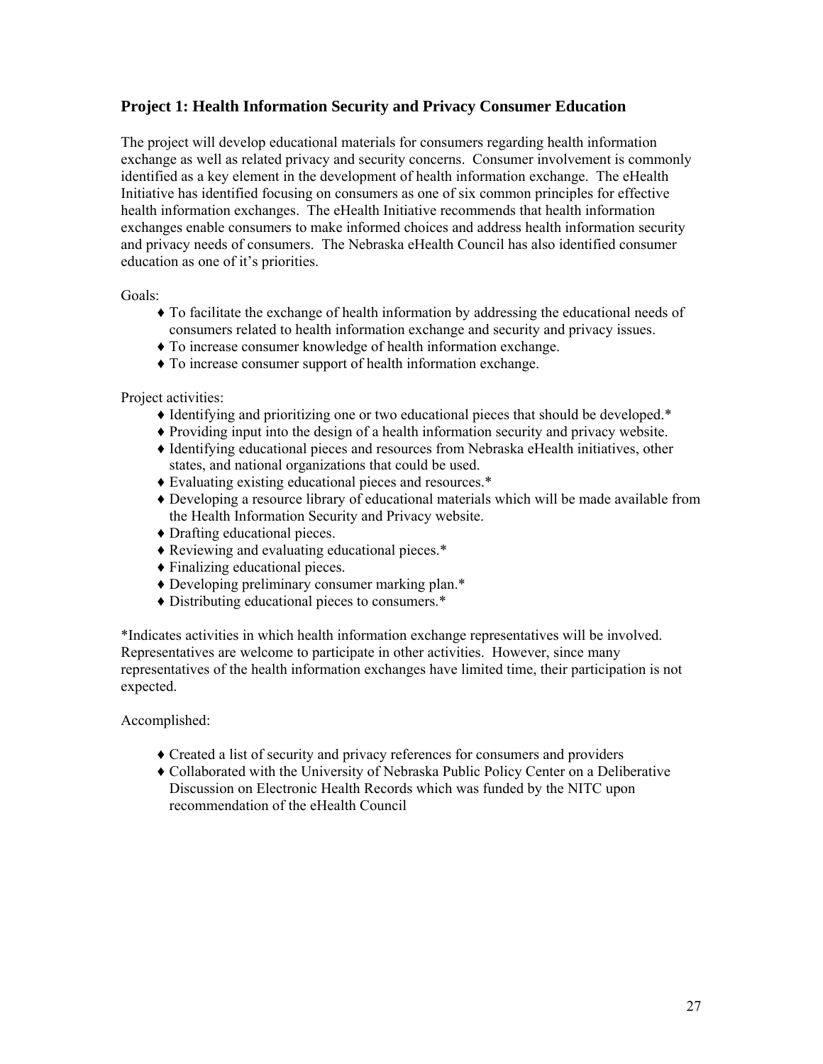## Project 1: Health Information Security and Privacy Consumer Education

The project will develop educational materials for consumers regarding health information exchange as well as related privacy and security concerns. Consumer involvement is commonly identified as a key element in the development of health information exchange. The eHealth Initiative has identified focusing on consumers as one of six common principles for effective health information exchanges. The eHealth Initiative recommends that health information exchanges enable consumers to make informed choices and address health information security and privacy needs of consumers. The Nebraska eHealth Council has also identified consumer education as one of it's priorities.

Goals:

- ♦ To facilitate the exchange of health information by addressing the educational needs of consumers related to health information exchange and security and privacy issues.
- ♦ To increase consumer knowledge of health information exchange.
- ♦ To increase consumer support of health information exchange.

Project activities:

- ♦ Identifying and prioritizing one or two educational pieces that should be developed.*
- ♦ Providing input into the design of a health information security and privacy website.
- ♦ Identifying educational pieces and resources from Nebraska eHealth initiatives, other states, and national organizations that could be used.
- ♦ Evaluating existing educational pieces and resources.*
- ♦ Developing a resource library of educational materials which will be made available from the Health Information Security and Privacy website.
- ♦ Drafting educational pieces.
- ♦ Reviewing and evaluating educational pieces.*
- ♦ Finalizing educational pieces.
- ♦ Developing preliminary consumer marking plan.*
- ♦ Distributing educational pieces to consumers.*

*Indicates activities in which health information exchange representatives will be involved. Representatives are welcome to participate in other activities. However, since many representatives of the health information exchanges have limited time, their participation is not expected.

Accomplished:

- ♦ Created a list of security and privacy references for consumers and providers
- ♦ Collaborated with the University of Nebraska Public Policy Center on a Deliberative Discussion on Electronic Health Records which was funded by the NITC upon recommendation of the eHealth Council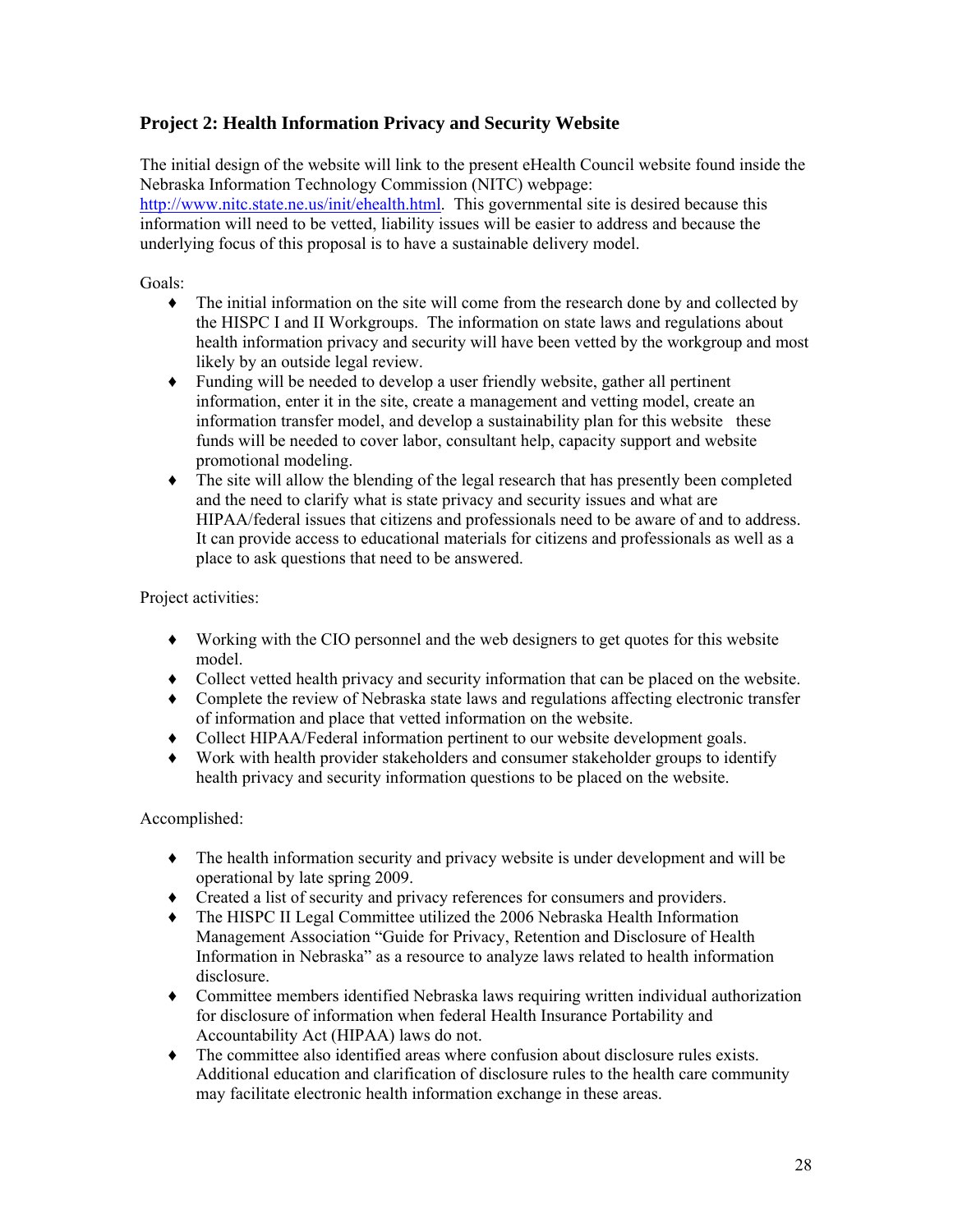## Project 2: Health Information Privacy and Security Website

The initial design of the website will link to the present eHealth Council website found inside the Nebraska Information Technology Commission (NITC) webpage: http://www.nitc.state.ne.us/init/ehealth.html. This governmental site is desired because this information will need to be vetted, liability issues will be easier to address and because the underlying focus of this proposal is to have a sustainable delivery model.

Goals:

- The initial information on the site will come from the research done by and collected by the HISPC I and II Workgroups. The information on state laws and regulations about health information privacy and security will have been vetted by the workgroup and most likely by an outside legal review.
- Funding will be needed to develop a user friendly website, gather all pertinent information, enter it in the site, create a management and vetting model, create an information transfer model, and develop a sustainability plan for this website these funds will be needed to cover labor, consultant help, capacity support and website promotional modeling.
- The site will allow the blending of the legal research that has presently been completed and the need to clarify what is state privacy and security issues and what are HIPAA/federal issues that citizens and professionals need to be aware of and to address. It can provide access to educational materials for citizens and professionals as well as a place to ask questions that need to be answered.

Project activities:

- Working with the CIO personnel and the web designers to get quotes for this website model.
- Collect vetted health privacy and security information that can be placed on the website.
- Complete the review of Nebraska state laws and regulations affecting electronic transfer of information and place that vetted information on the website.
- Collect HIPAA/Federal information pertinent to our website development goals.
- Work with health provider stakeholders and consumer stakeholder groups to identify health privacy and security information questions to be placed on the website.

Accomplished:

- The health information security and privacy website is under development and will be operational by late spring 2009.
- Created a list of security and privacy references for consumers and providers.
- The HISPC II Legal Committee utilized the 2006 Nebraska Health Information Management Association "Guide for Privacy, Retention and Disclosure of Health Information in Nebraska" as a resource to analyze laws related to health information disclosure.
- Committee members identified Nebraska laws requiring written individual authorization for disclosure of information when federal Health Insurance Portability and Accountability Act (HIPAA) laws do not.
- The committee also identified areas where confusion about disclosure rules exists. Additional education and clarification of disclosure rules to the health care community may facilitate electronic health information exchange in these areas.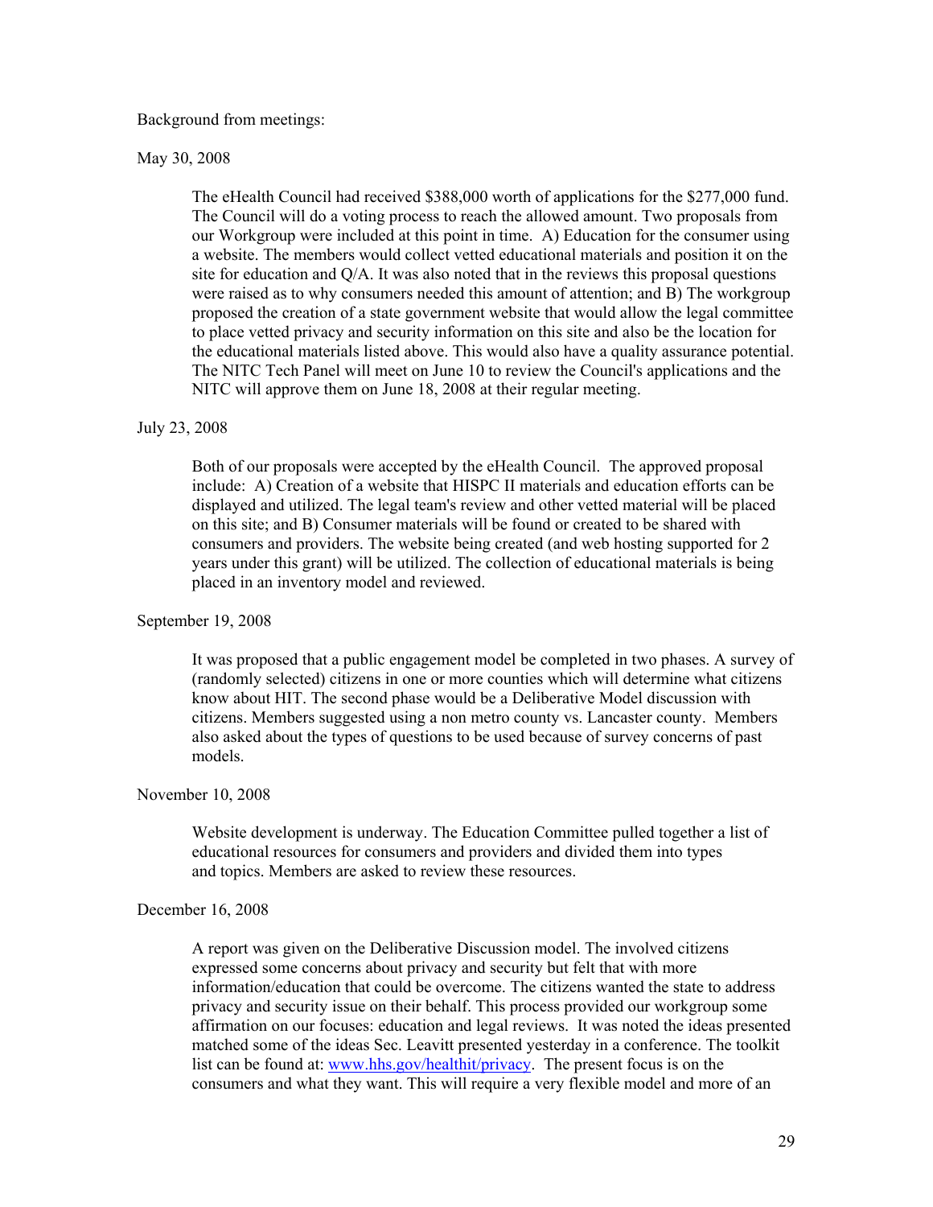Background from meetings:

May 30, 2008

The eHealth Council had received $388,000 worth of applications for the $277,000 fund. The Council will do a voting process to reach the allowed amount. Two proposals from our Workgroup were included at this point in time. A) Education for the consumer using a website. The members would collect vetted educational materials and position it on the site for education and Q/A. It was also noted that in the reviews this proposal questions were raised as to why consumers needed this amount of attention; and B) The workgroup proposed the creation of a state government website that would allow the legal committee to place vetted privacy and security information on this site and also be the location for the educational materials listed above. This would also have a quality assurance potential. The NITC Tech Panel will meet on June 10 to review the Council's applications and the NITC will approve them on June 18, 2008 at their regular meeting.

July 23, 2008

Both of our proposals were accepted by the eHealth Council. The approved proposal include: A) Creation of a website that HISPC II materials and education efforts can be displayed and utilized. The legal team's review and other vetted material will be placed on this site; and B) Consumer materials will be found or created to be shared with consumers and providers. The website being created (and web hosting supported for 2 years under this grant) will be utilized. The collection of educational materials is being placed in an inventory model and reviewed.

September 19, 2008

It was proposed that a public engagement model be completed in two phases. A survey of (randomly selected) citizens in one or more counties which will determine what citizens know about HIT. The second phase would be a Deliberative Model discussion with citizens. Members suggested using a non metro county vs. Lancaster county. Members also asked about the types of questions to be used because of survey concerns of past models.

November 10, 2008

Website development is underway. The Education Committee pulled together a list of educational resources for consumers and providers and divided them into types and topics. Members are asked to review these resources.

December 16, 2008

A report was given on the Deliberative Discussion model. The involved citizens expressed some concerns about privacy and security but felt that with more information/education that could be overcome. The citizens wanted the state to address privacy and security issue on their behalf. This process provided our workgroup some affirmation on our focuses: education and legal reviews. It was noted the ideas presented matched some of the ideas Sec. Leavitt presented yesterday in a conference. The toolkit list can be found at: www.hhs.gov/healthit/privacy. The present focus is on the consumers and what they want. This will require a very flexible model and more of an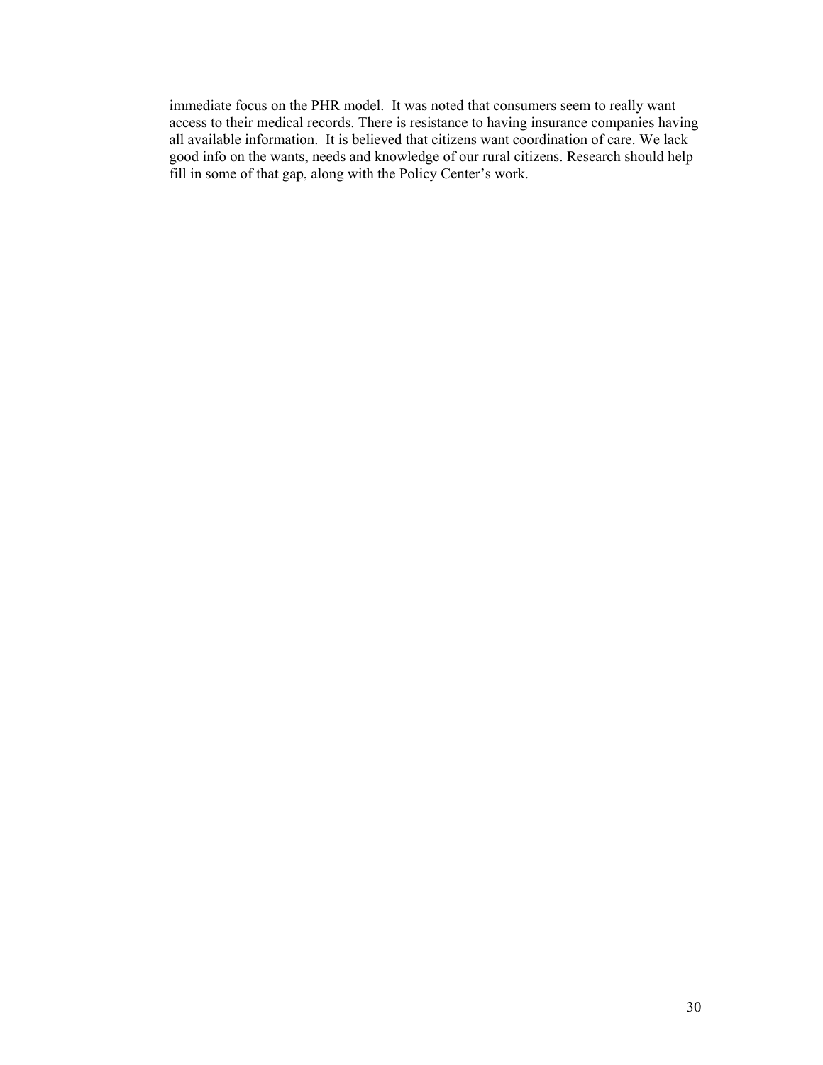immediate focus on the PHR model. It was noted that consumers seem to really want access to their medical records. There is resistance to having insurance companies having all available information. It is believed that citizens want coordination of care. We lack good info on the wants, needs and knowledge of our rural citizens. Research should help fill in some of that gap, along with the Policy Center's work.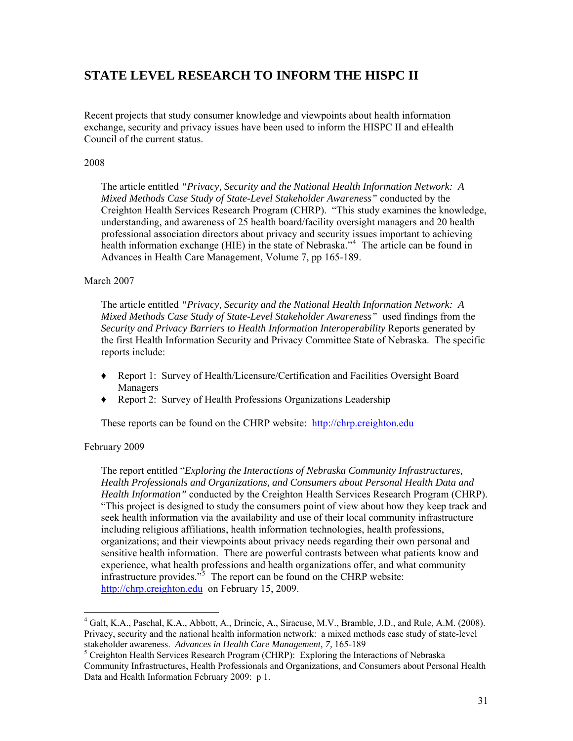## STATE LEVEL RESEARCH TO INFORM THE HISPC II

Recent projects that study consumer knowledge and viewpoints about health information exchange, security and privacy issues have been used to inform the HISPC II and eHealth Council of the current status.

2008

The article entitled *"Privacy, Security and the National Health Information Network: A Mixed Methods Case Study of State-Level Stakeholder Awareness"* conducted by the Creighton Health Services Research Program (CHRP). "This study examines the knowledge, understanding, and awareness of 25 health board/facility oversight managers and 20 health professional association directors about privacy and security issues important to achieving health information exchange (HIE) in the state of Nebraska."[4] The article can be found in Advances in Health Care Management, Volume 7, pp 165-189.

March 2007

The article entitled *"Privacy, Security and the National Health Information Network: A Mixed Methods Case Study of State-Level Stakeholder Awareness"* used findings from the *Security and Privacy Barriers to Health Information Interoperability* Reports generated by the first Health Information Security and Privacy Committee State of Nebraska. The specific reports include:

- Report 1: Survey of Health/Licensure/Certification and Facilities Oversight Board Managers
- Report 2: Survey of Health Professions Organizations Leadership

These reports can be found on the CHRP website: http://chrp.creighton.edu

February 2009

The report entitled "*Exploring the Interactions of Nebraska Community Infrastructures, Health Professionals and Organizations, and Consumers about Personal Health Data and Health Information"* conducted by the Creighton Health Services Research Program (CHRP). "This project is designed to study the consumers point of view about how they keep track and seek health information via the availability and use of their local community infrastructure including religious affiliations, health information technologies, health professions, organizations; and their viewpoints about privacy needs regarding their own personal and sensitive health information. There are powerful contrasts between what patients know and experience, what health professions and health organizations offer, and what community infrastructure provides."[5] The report can be found on the CHRP website: http://chrp.creighton.edu on February 15, 2009.

---

[4] Galt, K.A., Paschal, K.A., Abbott, A., Drincic, A., Siracuse, M.V., Bramble, J.D., and Rule, A.M. (2008). Privacy, security and the national health information network: a mixed methods case study of state-level stakeholder awareness. *Advances in Health Care Management, 7,* 165-189

[5] Creighton Health Services Research Program (CHRP): Exploring the Interactions of Nebraska Community Infrastructures, Health Professionals and Organizations, and Consumers about Personal Health Data and Health Information February 2009: p 1.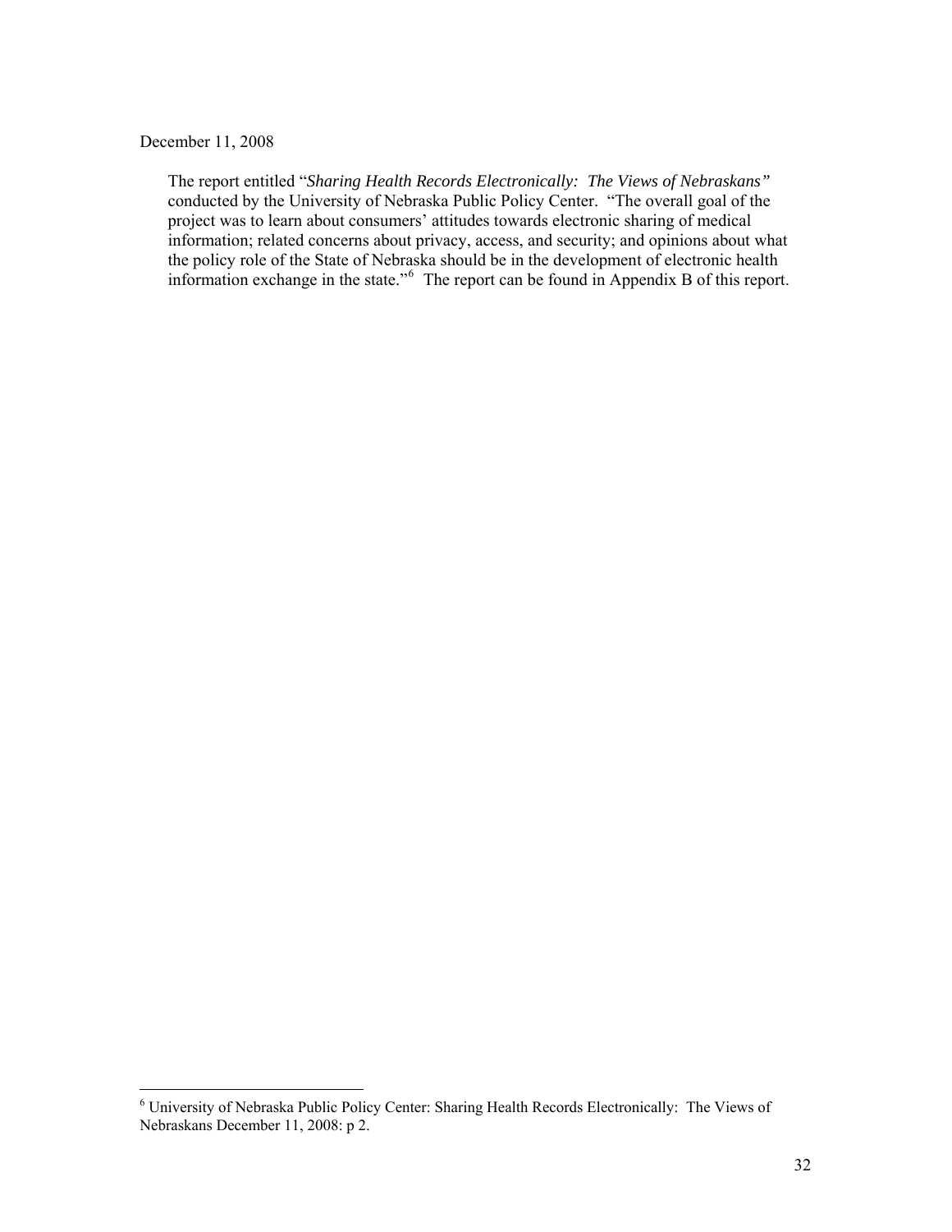December 11, 2008

The report entitled "*Sharing Health Records Electronically: The Views of Nebraskans"* conducted by the University of Nebraska Public Policy Center. "The overall goal of the project was to learn about consumers' attitudes towards electronic sharing of medical information; related concerns about privacy, access, and security; and opinions about what the policy role of the State of Nebraska should be in the development of electronic health information exchange in the state."[6] The report can be found in Appendix B of this report.

---

[6] University of Nebraska Public Policy Center: Sharing Health Records Electronically: The Views of Nebraskans December 11, 2008: p 2.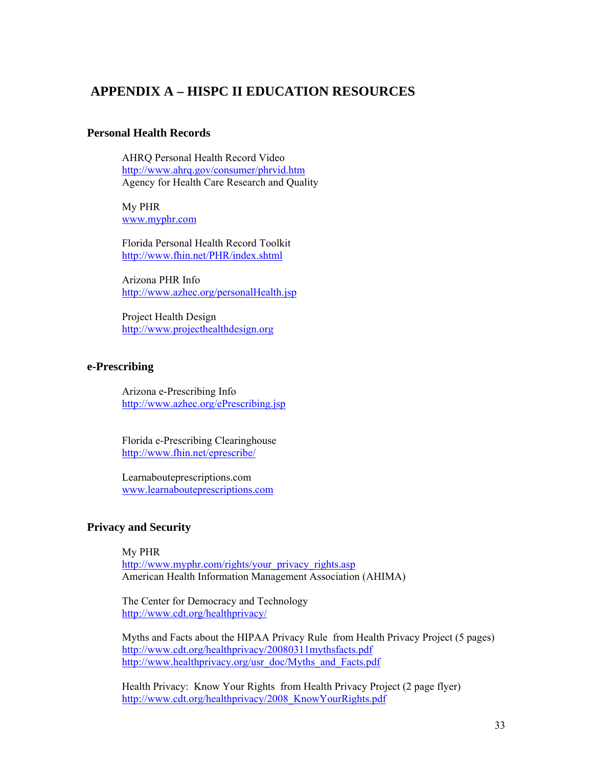# APPENDIX A – HISPC II EDUCATION RESOURCES

## Personal Health Records

AHRQ Personal Health Record Video
http://www.ahrq.gov/consumer/phrvid.htm
Agency for Health Care Research and Quality

My PHR
www.myphr.com

Florida Personal Health Record Toolkit
http://www.fhin.net/PHR/index.shtml

Arizona PHR Info
http://www.azhec.org/personalHealth.jsp

Project Health Design
http://www.projecthealthdesign.org

## e-Prescribing

Arizona e-Prescribing Info
http://www.azhec.org/ePrescribing.jsp

Florida e-Prescribing Clearinghouse
http://www.fhin.net/eprescribe/

Learnabouteprescriptions.com
www.learnabouteprescriptions.com

## Privacy and Security

My PHR
http://www.myphr.com/rights/your_privacy_rights.asp
American Health Information Management Association (AHIMA)

The Center for Democracy and Technology
http://www.cdt.org/healthprivacy/

Myths and Facts about the HIPAA Privacy Rule from Health Privacy Project (5 pages)
http://www.cdt.org/healthprivacy/20080311mythsfacts.pdf
http://www.healthprivacy.org/usr_doc/Myths_and_Facts.pdf

Health Privacy: Know Your Rights from Health Privacy Project (2 page flyer)
http://www.cdt.org/healthprivacy/2008_KnowYourRights.pdf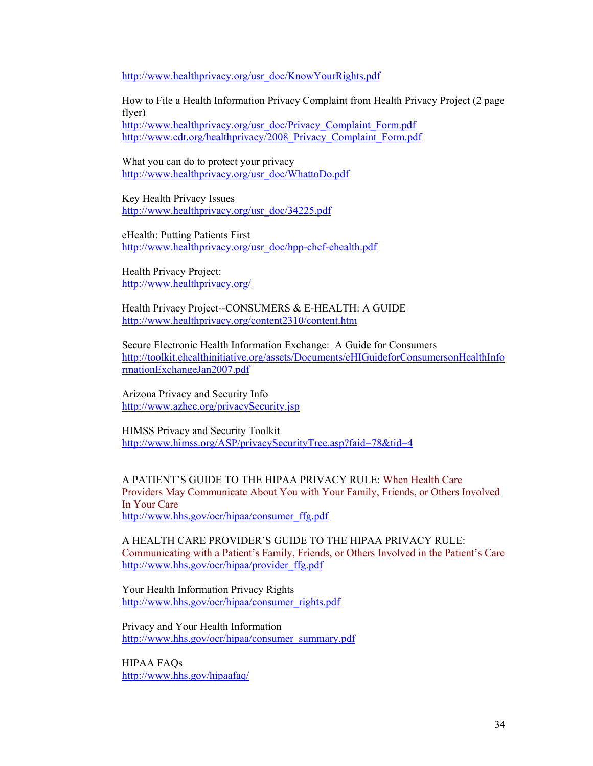http://www.healthprivacy.org/usr_doc/KnowYourRights.pdf

How to File a Health Information Privacy Complaint from Health Privacy Project (2 page flyer)
http://www.healthprivacy.org/usr_doc/Privacy_Complaint_Form.pdf
http://www.cdt.org/healthprivacy/2008_Privacy_Complaint_Form.pdf

What you can do to protect your privacy
http://www.healthprivacy.org/usr_doc/WhattoDo.pdf

Key Health Privacy Issues
http://www.healthprivacy.org/usr_doc/34225.pdf

eHealth: Putting Patients First
http://www.healthprivacy.org/usr_doc/hpp-chcf-ehealth.pdf

Health Privacy Project:
http://www.healthprivacy.org/

Health Privacy Project--CONSUMERS & E-HEALTH: A GUIDE
http://www.healthprivacy.org/content2310/content.htm

Secure Electronic Health Information Exchange: A Guide for Consumers
http://toolkit.ehealthinitiative.org/assets/Documents/eHIGuideforConsumersonHealthInformationExchangeJan2007.pdf

Arizona Privacy and Security Info
http://www.azhec.org/privacySecurity.jsp

HIMSS Privacy and Security Toolkit
http://www.himss.org/ASP/privacySecurityTree.asp?faid=78&tid=4

A PATIENT'S GUIDE TO THE HIPAA PRIVACY RULE: When Health Care Providers May Communicate About You with Your Family, Friends, or Others Involved In Your Care
http://www.hhs.gov/ocr/hipaa/consumer_ffg.pdf

A HEALTH CARE PROVIDER'S GUIDE TO THE HIPAA PRIVACY RULE: Communicating with a Patient's Family, Friends, or Others Involved in the Patient's Care
http://www.hhs.gov/ocr/hipaa/provider_ffg.pdf

Your Health Information Privacy Rights
http://www.hhs.gov/ocr/hipaa/consumer_rights.pdf

Privacy and Your Health Information
http://www.hhs.gov/ocr/hipaa/consumer_summary.pdf

HIPAA FAQs
http://www.hhs.gov/hipaafaq/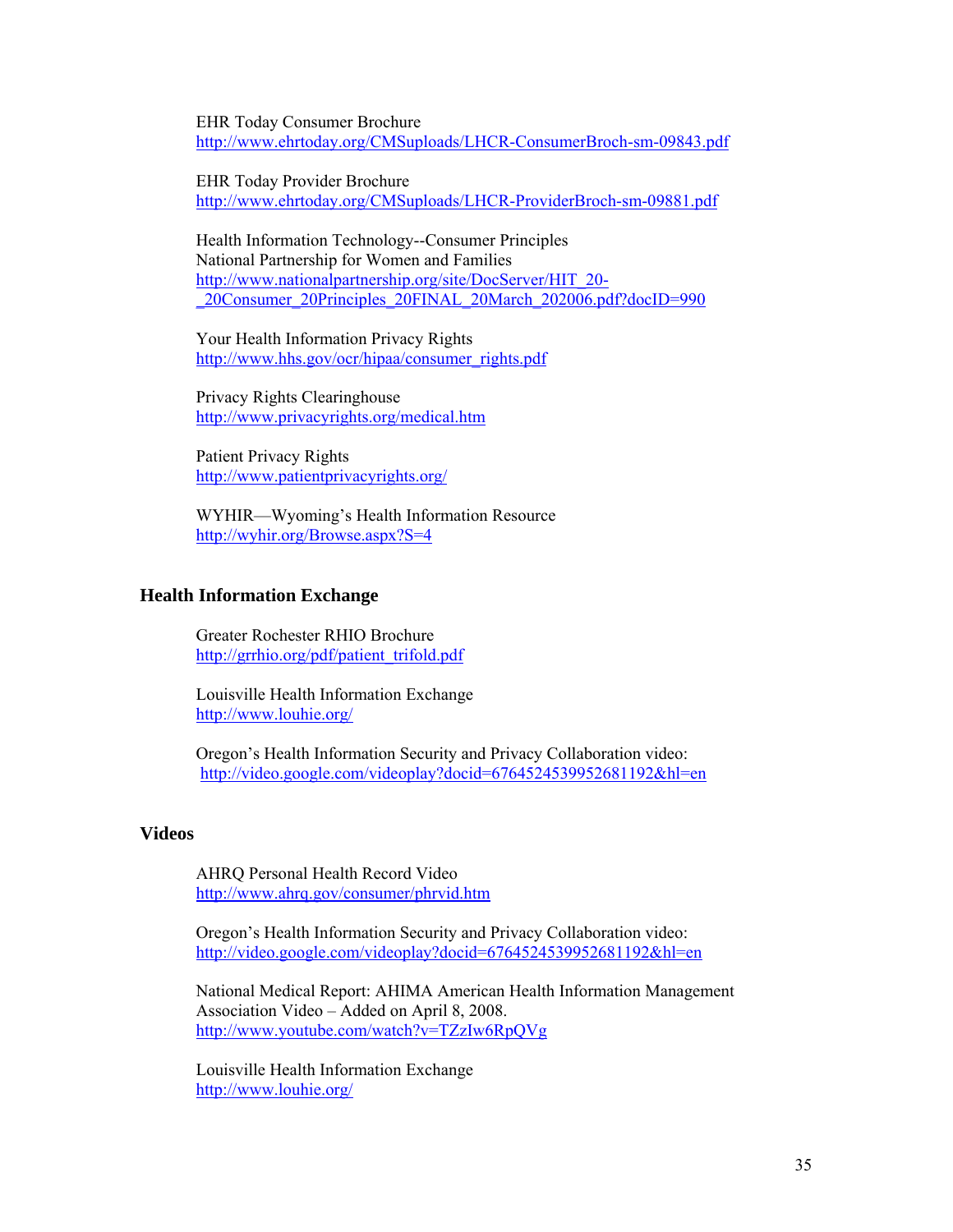EHR Today Consumer Brochure
http://www.ehrtoday.org/CMSuploads/LHCR-ConsumerBroch-sm-09843.pdf

EHR Today Provider Brochure
http://www.ehrtoday.org/CMSuploads/LHCR-ProviderBroch-sm-09881.pdf

Health Information Technology--Consumer Principles
National Partnership for Women and Families
http://www.nationalpartnership.org/site/DocServer/HIT_20-_20Consumer_20Principles_20FINAL_20March_202006.pdf?docID=990

Your Health Information Privacy Rights
http://www.hhs.gov/ocr/hipaa/consumer_rights.pdf

Privacy Rights Clearinghouse
http://www.privacyrights.org/medical.htm

Patient Privacy Rights
http://www.patientprivacyrights.org/

WYHIR—Wyoming's Health Information Resource
http://wyhir.org/Browse.aspx?S=4

## Health Information Exchange

Greater Rochester RHIO Brochure
http://grrhio.org/pdf/patient_trifold.pdf

Louisville Health Information Exchange
http://www.louhie.org/

Oregon's Health Information Security and Privacy Collaboration video:
http://video.google.com/videoplay?docid=6764524539952681192&hl=en

## Videos

AHRQ Personal Health Record Video
http://www.ahrq.gov/consumer/phrvid.htm

Oregon's Health Information Security and Privacy Collaboration video:
http://video.google.com/videoplay?docid=6764524539952681192&hl=en

National Medical Report: AHIMA American Health Information Management Association Video – Added on April 8, 2008.
http://www.youtube.com/watch?v=TZzIw6RpQVg

Louisville Health Information Exchange
http://www.louhie.org/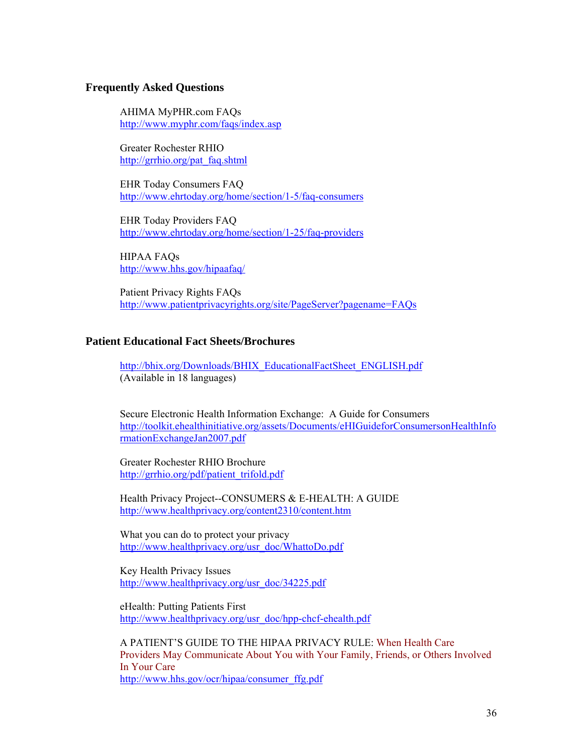## Frequently Asked Questions

AHIMA MyPHR.com FAQs
http://www.myphr.com/faqs/index.asp

Greater Rochester RHIO
http://grrhio.org/pat_faq.shtml

EHR Today Consumers FAQ
http://www.ehrtoday.org/home/section/1-5/faq-consumers

EHR Today Providers FAQ
http://www.ehrtoday.org/home/section/1-25/faq-providers

HIPAA FAQs
http://www.hhs.gov/hipaafaq/

Patient Privacy Rights FAQs
http://www.patientprivacyrights.org/site/PageServer?pagename=FAQs

## Patient Educational Fact Sheets/Brochures

http://bhix.org/Downloads/BHIX_EducationalFactSheet_ENGLISH.pdf
(Available in 18 languages)

Secure Electronic Health Information Exchange: A Guide for Consumers
http://toolkit.ehealthinitiative.org/assets/Documents/eHIGuideforConsumersonHealthInformationExchangeJan2007.pdf

Greater Rochester RHIO Brochure
http://grrhio.org/pdf/patient_trifold.pdf

Health Privacy Project--CONSUMERS & E-HEALTH: A GUIDE
http://www.healthprivacy.org/content2310/content.htm

What you can do to protect your privacy
http://www.healthprivacy.org/usr_doc/WhattoDo.pdf

Key Health Privacy Issues
http://www.healthprivacy.org/usr_doc/34225.pdf

eHealth: Putting Patients First
http://www.healthprivacy.org/usr_doc/hpp-chcf-ehealth.pdf

A PATIENT'S GUIDE TO THE HIPAA PRIVACY RULE: When Health Care Providers May Communicate About You with Your Family, Friends, or Others Involved In Your Care
http://www.hhs.gov/ocr/hipaa/consumer_ffg.pdf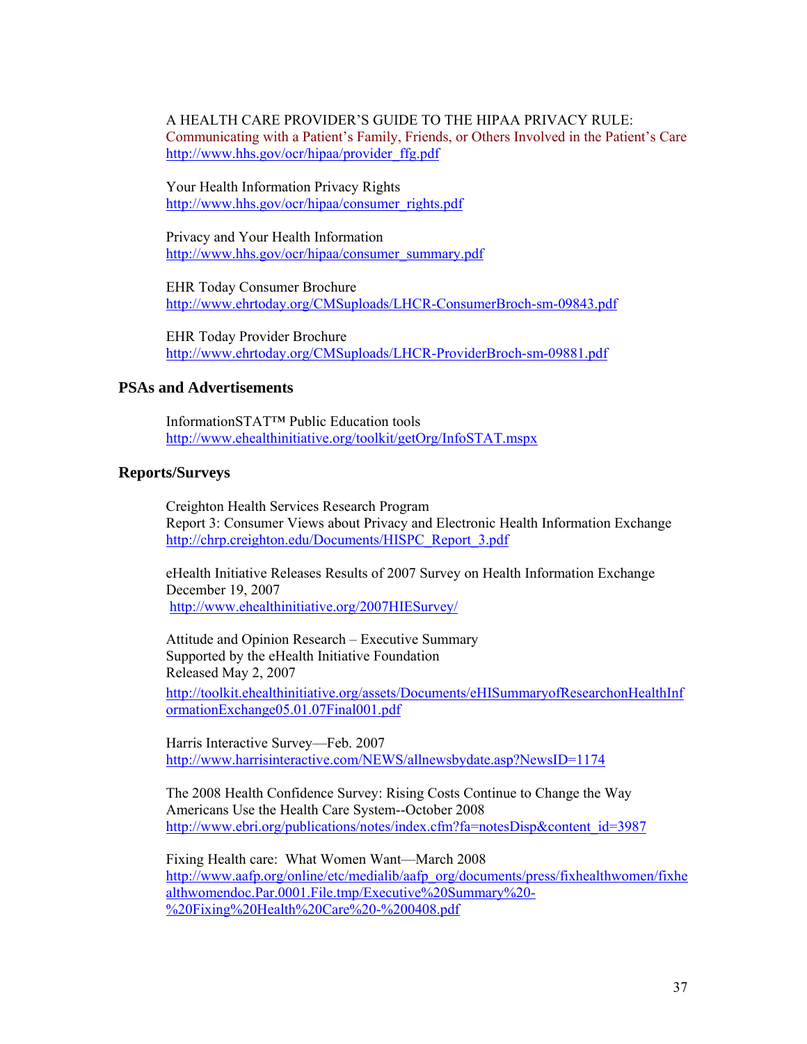A HEALTH CARE PROVIDER'S GUIDE TO THE HIPAA PRIVACY RULE:
Communicating with a Patient's Family, Friends, or Others Involved in the Patient's Care
http://www.hhs.gov/ocr/hipaa/provider_ffg.pdf

Your Health Information Privacy Rights
http://www.hhs.gov/ocr/hipaa/consumer_rights.pdf

Privacy and Your Health Information
http://www.hhs.gov/ocr/hipaa/consumer_summary.pdf

EHR Today Consumer Brochure
http://www.ehrtoday.org/CMSuploads/LHCR-ConsumerBroch-sm-09843.pdf

EHR Today Provider Brochure
http://www.ehrtoday.org/CMSuploads/LHCR-ProviderBroch-sm-09881.pdf

### PSAs and Advertisements

InformationSTAT™ Public Education tools
http://www.ehealthinitiative.org/toolkit/getOrg/InfoSTAT.mspx

### Reports/Surveys

Creighton Health Services Research Program
Report 3: Consumer Views about Privacy and Electronic Health Information Exchange
http://chrp.creighton.edu/Documents/HISPC_Report_3.pdf

eHealth Initiative Releases Results of 2007 Survey on Health Information Exchange
December 19, 2007
http://www.ehealthinitiative.org/2007HIESurvey/

Attitude and Opinion Research – Executive Summary
Supported by the eHealth Initiative Foundation
Released May 2, 2007
http://toolkit.ehealthinitiative.org/assets/Documents/eHISummaryofResearchonHealthInformationExchange05.01.07Final001.pdf

Harris Interactive Survey—Feb. 2007
http://www.harrisinteractive.com/NEWS/allnewsbydate.asp?NewsID=1174

The 2008 Health Confidence Survey: Rising Costs Continue to Change the Way Americans Use the Health Care System--October 2008
http://www.ebri.org/publications/notes/index.cfm?fa=notesDisp&content_id=3987

Fixing Health care: What Women Want—March 2008
http://www.aafp.org/online/etc/medialib/aafp_org/documents/press/fixhealthwomen/fixhealthwomendoc.Par.0001.File.tmp/Executive%20Summary%20-%20Fixing%20Health%20Care%20-%200408.pdf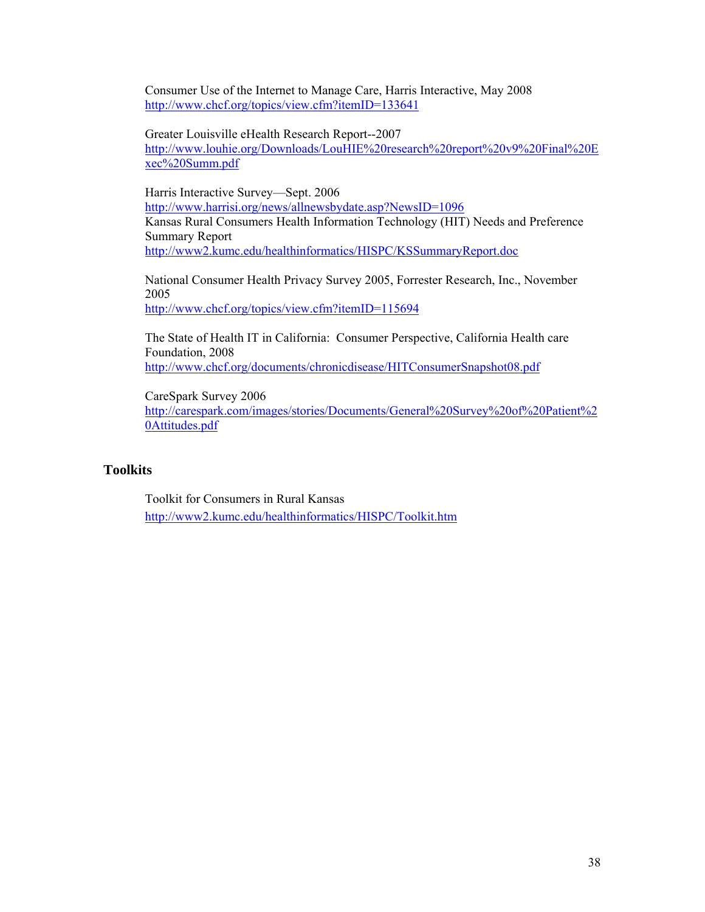Consumer Use of the Internet to Manage Care, Harris Interactive, May 2008
http://www.chcf.org/topics/view.cfm?itemID=133641

Greater Louisville eHealth Research Report--2007
http://www.louhie.org/Downloads/LouHIE%20research%20report%20v9%20Final%20Exec%20Summ.pdf

Harris Interactive Survey—Sept. 2006
http://www.harrisi.org/news/allnewsbydate.asp?NewsID=1096
Kansas Rural Consumers Health Information Technology (HIT) Needs and Preference Summary Report
http://www2.kumc.edu/healthinformatics/HISPC/KSSummaryReport.doc

National Consumer Health Privacy Survey 2005, Forrester Research, Inc., November 2005
http://www.chcf.org/topics/view.cfm?itemID=115694

The State of Health IT in California: Consumer Perspective, California Health care Foundation, 2008
http://www.chcf.org/documents/chronicdisease/HITConsumerSnapshot08.pdf

CareSpark Survey 2006
http://carespark.com/images/stories/Documents/General%20Survey%20of%20Patient%20Attitudes.pdf

## Toolkits

Toolkit for Consumers in Rural Kansas
http://www2.kumc.edu/healthinformatics/HISPC/Toolkit.htm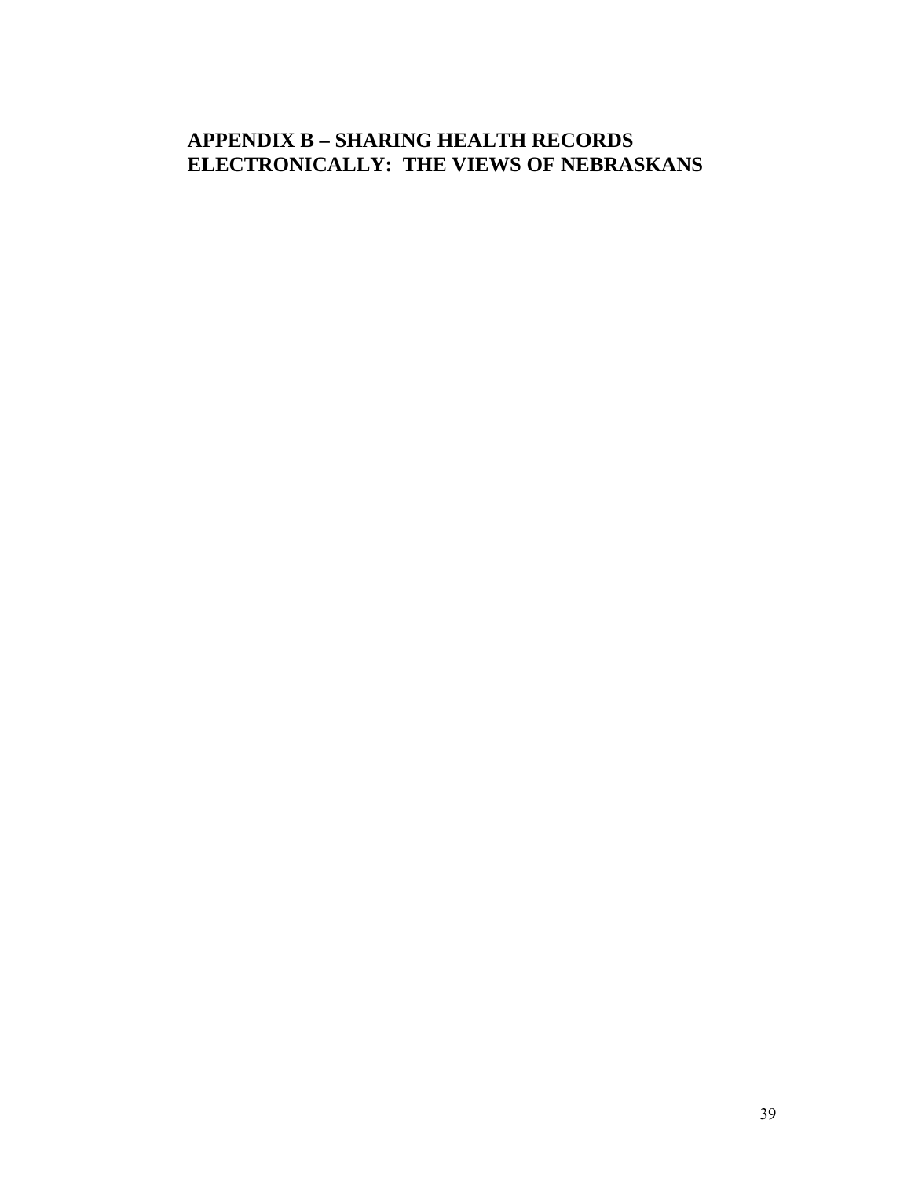# APPENDIX B – SHARING HEALTH RECORDS ELECTRONICALLY: THE VIEWS OF NEBRASKANS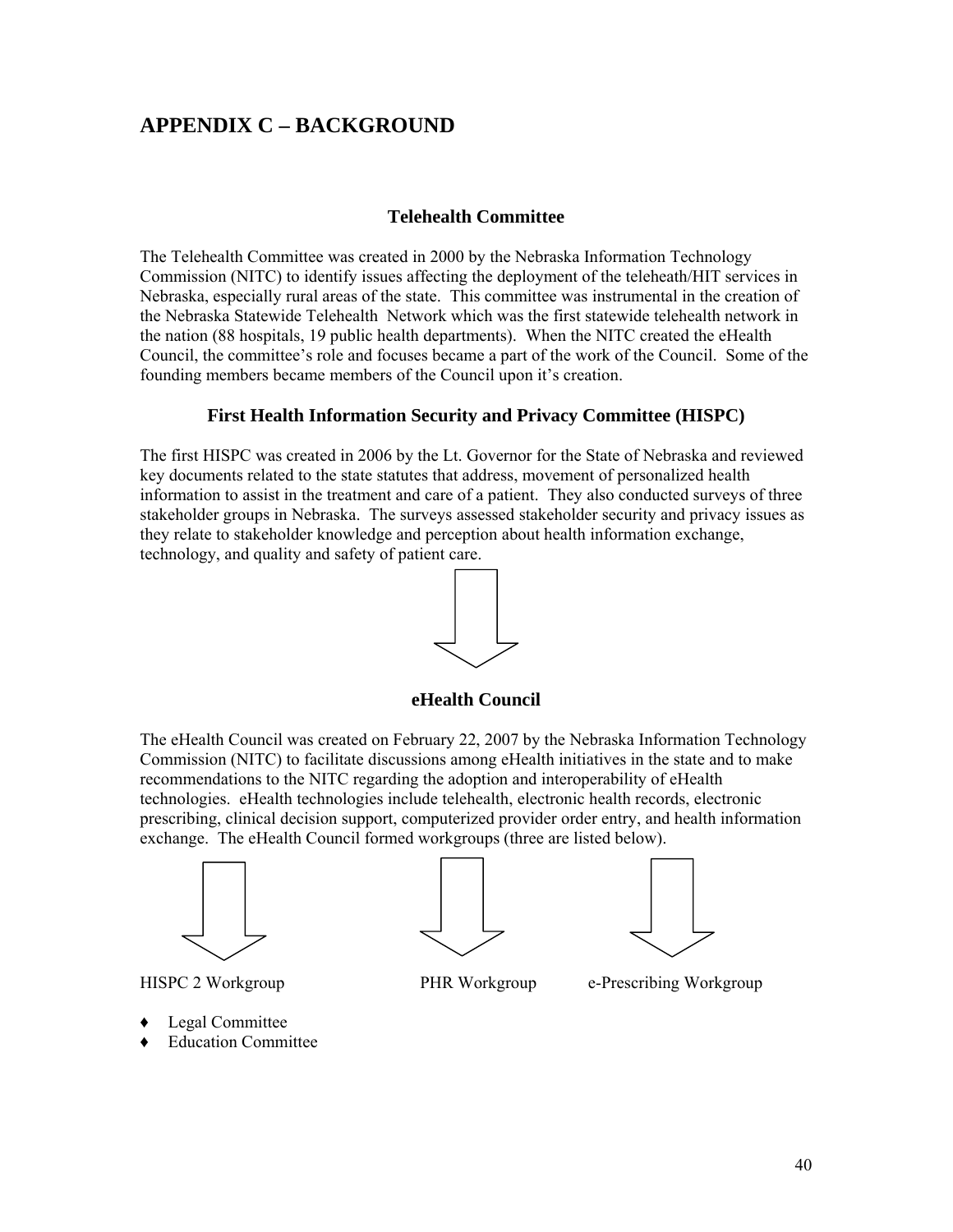# APPENDIX C – BACKGROUND

### Telehealth Committee

The Telehealth Committee was created in 2000 by the Nebraska Information Technology Commission (NITC) to identify issues affecting the deployment of the teleheath/HIT services in Nebraska, especially rural areas of the state. This committee was instrumental in the creation of the Nebraska Statewide Telehealth Network which was the first statewide telehealth network in the nation (88 hospitals, 19 public health departments). When the NITC created the eHealth Council, the committee's role and focuses became a part of the work of the Council. Some of the founding members became members of the Council upon it's creation.

### First Health Information Security and Privacy Committee (HISPC)

The first HISPC was created in 2006 by the Lt. Governor for the State of Nebraska and reviewed key documents related to the state statutes that address, movement of personalized health information to assist in the treatment and care of a patient. They also conducted surveys of three stakeholder groups in Nebraska. The surveys assessed stakeholder security and privacy issues as they relate to stakeholder knowledge and perception about health information exchange, technology, and quality and safety of patient care.

### eHealth Council

The eHealth Council was created on February 22, 2007 by the Nebraska Information Technology Commission (NITC) to facilitate discussions among eHealth initiatives in the state and to make recommendations to the NITC regarding the adoption and interoperability of eHealth technologies. eHealth technologies include telehealth, electronic health records, electronic prescribing, clinical decision support, computerized provider order entry, and health information exchange. The eHealth Council formed workgroups (three are listed below).

HISPC 2 Workgroup

PHR Workgroup

e-Prescribing Workgroup

- Legal Committee
- Education Committee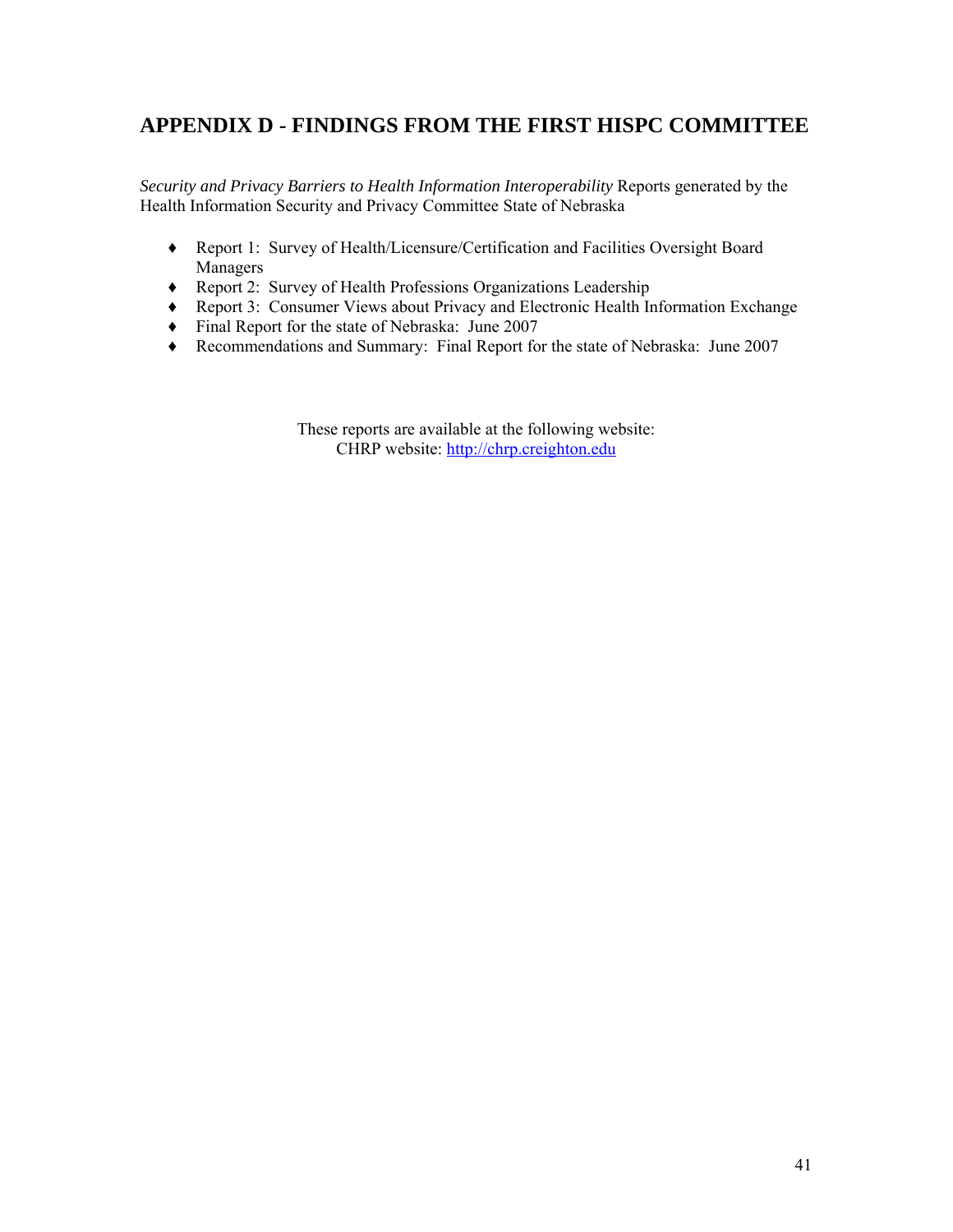# APPENDIX D - FINDINGS FROM THE FIRST HISPC COMMITTEE

*Security and Privacy Barriers to Health Information Interoperability* Reports generated by the Health Information Security and Privacy Committee State of Nebraska

- Report 1: Survey of Health/Licensure/Certification and Facilities Oversight Board Managers
- Report 2: Survey of Health Professions Organizations Leadership
- Report 3: Consumer Views about Privacy and Electronic Health Information Exchange
- Final Report for the state of Nebraska: June 2007
- Recommendations and Summary: Final Report for the state of Nebraska: June 2007

These reports are available at the following website:
CHRP website: http://chrp.creighton.edu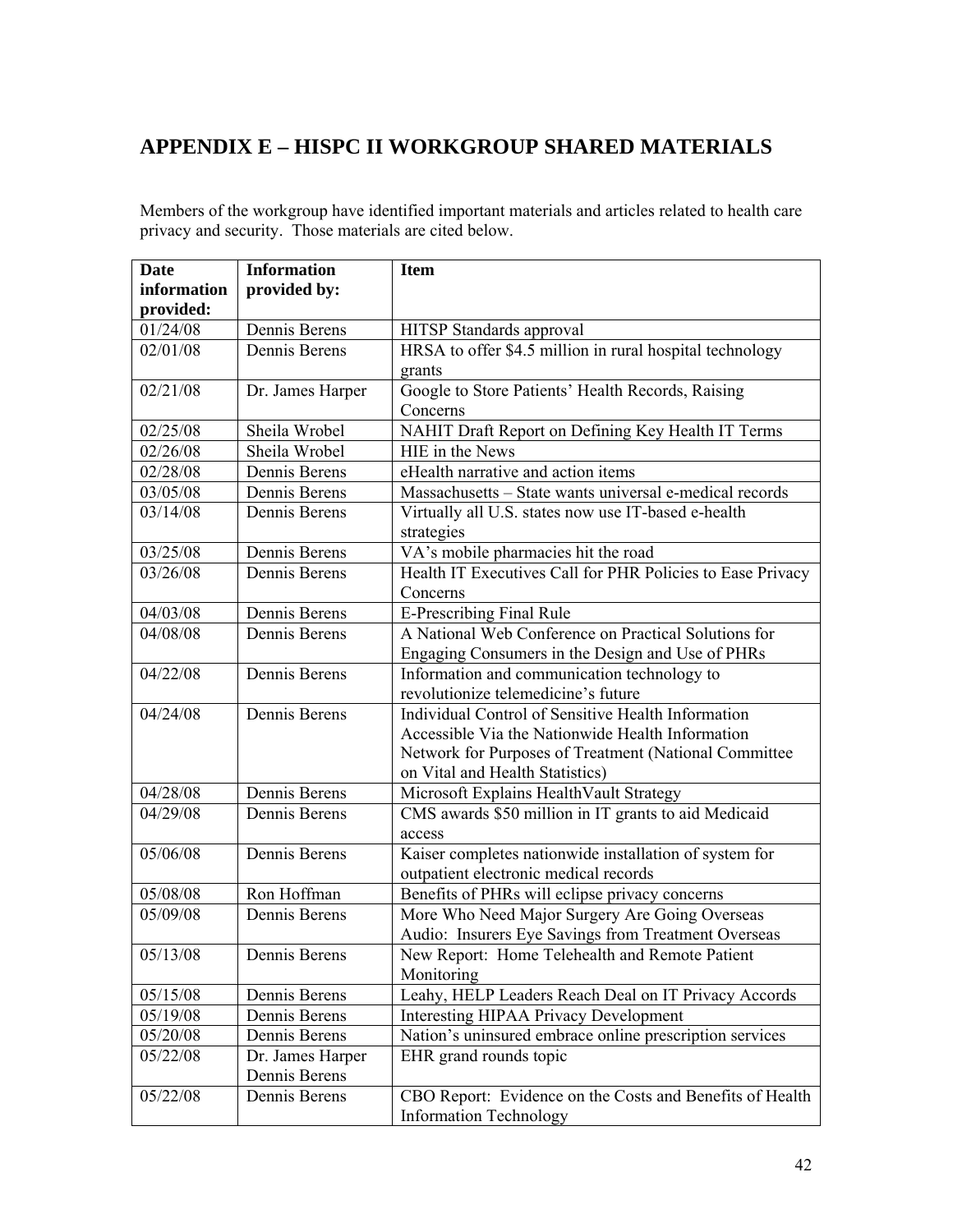# APPENDIX E – HISPC II WORKGROUP SHARED MATERIALS

Members of the workgroup have identified important materials and articles related to health care privacy and security. Those materials are cited below.

| Date information provided: | Information provided by: | Item |
|---|---|---|
| 01/24/08 | Dennis Berens | HITSP Standards approval |
| 02/01/08 | Dennis Berens | HRSA to offer $4.5 million in rural hospital technology grants |
| 02/21/08 | Dr. James Harper | Google to Store Patients' Health Records, Raising Concerns |
| 02/25/08 | Sheila Wrobel | NAHIT Draft Report on Defining Key Health IT Terms |
| 02/26/08 | Sheila Wrobel | HIE in the News |
| 02/28/08 | Dennis Berens | eHealth narrative and action items |
| 03/05/08 | Dennis Berens | Massachusetts – State wants universal e-medical records |
| 03/14/08 | Dennis Berens | Virtually all U.S. states now use IT-based e-health strategies |
| 03/25/08 | Dennis Berens | VA's mobile pharmacies hit the road |
| 03/26/08 | Dennis Berens | Health IT Executives Call for PHR Policies to Ease Privacy Concerns |
| 04/03/08 | Dennis Berens | E-Prescribing Final Rule |
| 04/08/08 | Dennis Berens | A National Web Conference on Practical Solutions for Engaging Consumers in the Design and Use of PHRs |
| 04/22/08 | Dennis Berens | Information and communication technology to revolutionize telemedicine's future |
| 04/24/08 | Dennis Berens | Individual Control of Sensitive Health Information Accessible Via the Nationwide Health Information Network for Purposes of Treatment (National Committee on Vital and Health Statistics) |
| 04/28/08 | Dennis Berens | Microsoft Explains HealthVault Strategy |
| 04/29/08 | Dennis Berens | CMS awards $50 million in IT grants to aid Medicaid access |
| 05/06/08 | Dennis Berens | Kaiser completes nationwide installation of system for outpatient electronic medical records |
| 05/08/08 | Ron Hoffman | Benefits of PHRs will eclipse privacy concerns |
| 05/09/08 | Dennis Berens | More Who Need Major Surgery Are Going Overseas<br>Audio: Insurers Eye Savings from Treatment Overseas |
| 05/13/08 | Dennis Berens | New Report: Home Telehealth and Remote Patient Monitoring |
| 05/15/08 | Dennis Berens | Leahy, HELP Leaders Reach Deal on IT Privacy Accords |
| 05/19/08 | Dennis Berens | Interesting HIPAA Privacy Development |
| 05/20/08 | Dennis Berens | Nation's uninsured embrace online prescription services |
| 05/22/08 | Dr. James Harper<br>Dennis Berens | EHR grand rounds topic |
| 05/22/08 | Dennis Berens | CBO Report: Evidence on the Costs and Benefits of Health Information Technology |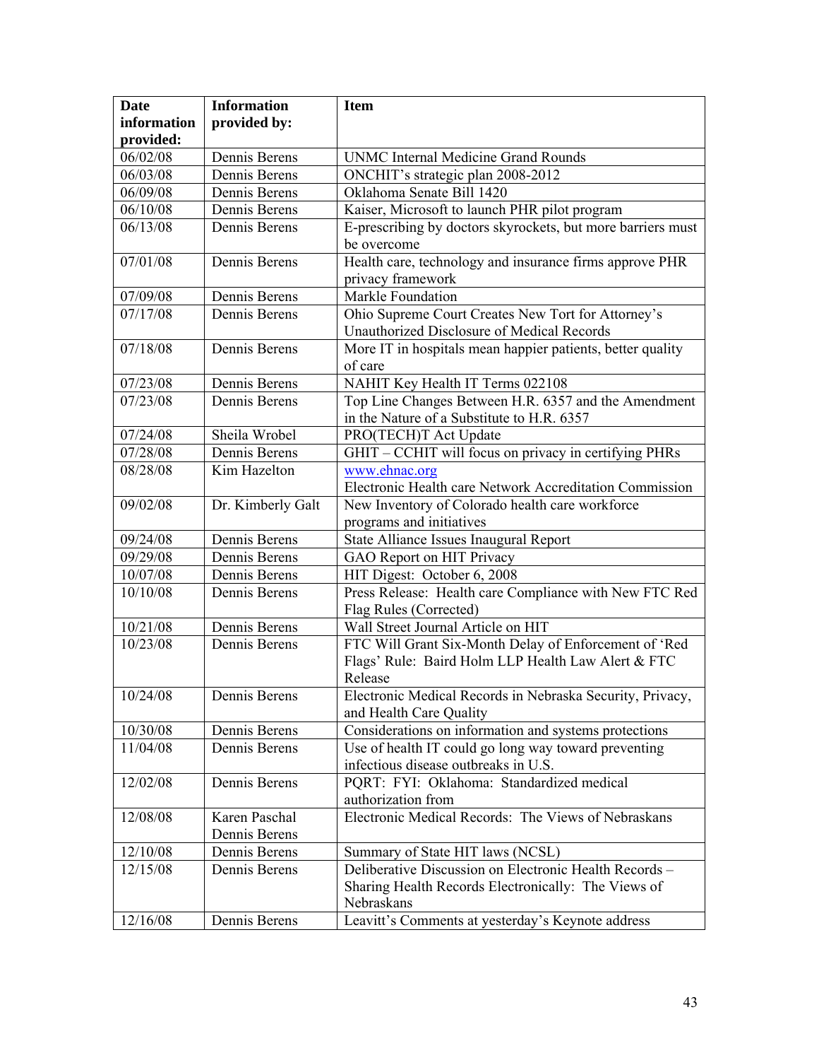| Date information provided: | Information provided by: | Item |
|---|---|---|
| 06/02/08 | Dennis Berens | UNMC Internal Medicine Grand Rounds |
| 06/03/08 | Dennis Berens | ONCHIT's strategic plan 2008-2012 |
| 06/09/08 | Dennis Berens | Oklahoma Senate Bill 1420 |
| 06/10/08 | Dennis Berens | Kaiser, Microsoft to launch PHR pilot program |
| 06/13/08 | Dennis Berens | E-prescribing by doctors skyrockets, but more barriers must be overcome |
| 07/01/08 | Dennis Berens | Health care, technology and insurance firms approve PHR privacy framework |
| 07/09/08 | Dennis Berens | Markle Foundation |
| 07/17/08 | Dennis Berens | Ohio Supreme Court Creates New Tort for Attorney's Unauthorized Disclosure of Medical Records |
| 07/18/08 | Dennis Berens | More IT in hospitals mean happier patients, better quality of care |
| 07/23/08 | Dennis Berens | NAHIT Key Health IT Terms 022108 |
| 07/23/08 | Dennis Berens | Top Line Changes Between H.R. 6357 and the Amendment in the Nature of a Substitute to H.R. 6357 |
| 07/24/08 | Sheila Wrobel | PRO(TECH)T Act Update |
| 07/28/08 | Dennis Berens | GHIT – CCHIT will focus on privacy in certifying PHRs |
| 08/28/08 | Kim Hazelton | www.ehnac.org<br>Electronic Health care Network Accreditation Commission |
| 09/02/08 | Dr. Kimberly Galt | New Inventory of Colorado health care workforce programs and initiatives |
| 09/24/08 | Dennis Berens | State Alliance Issues Inaugural Report |
| 09/29/08 | Dennis Berens | GAO Report on HIT Privacy |
| 10/07/08 | Dennis Berens | HIT Digest: October 6, 2008 |
| 10/10/08 | Dennis Berens | Press Release: Health care Compliance with New FTC Red Flag Rules (Corrected) |
| 10/21/08 | Dennis Berens | Wall Street Journal Article on HIT |
| 10/23/08 | Dennis Berens | FTC Will Grant Six-Month Delay of Enforcement of 'Red Flags' Rule: Baird Holm LLP Health Law Alert & FTC Release |
| 10/24/08 | Dennis Berens | Electronic Medical Records in Nebraska Security, Privacy, and Health Care Quality |
| 10/30/08 | Dennis Berens | Considerations on information and systems protections |
| 11/04/08 | Dennis Berens | Use of health IT could go long way toward preventing infectious disease outbreaks in U.S. |
| 12/02/08 | Dennis Berens | PQRT: FYI: Oklahoma: Standardized medical authorization from |
| 12/08/08 | Karen Paschal<br>Dennis Berens | Electronic Medical Records: The Views of Nebraskans |
| 12/10/08 | Dennis Berens | Summary of State HIT laws (NCSL) |
| 12/15/08 | Dennis Berens | Deliberative Discussion on Electronic Health Records – Sharing Health Records Electronically: The Views of Nebraskans |
| 12/16/08 | Dennis Berens | Leavitt's Comments at yesterday's Keynote address |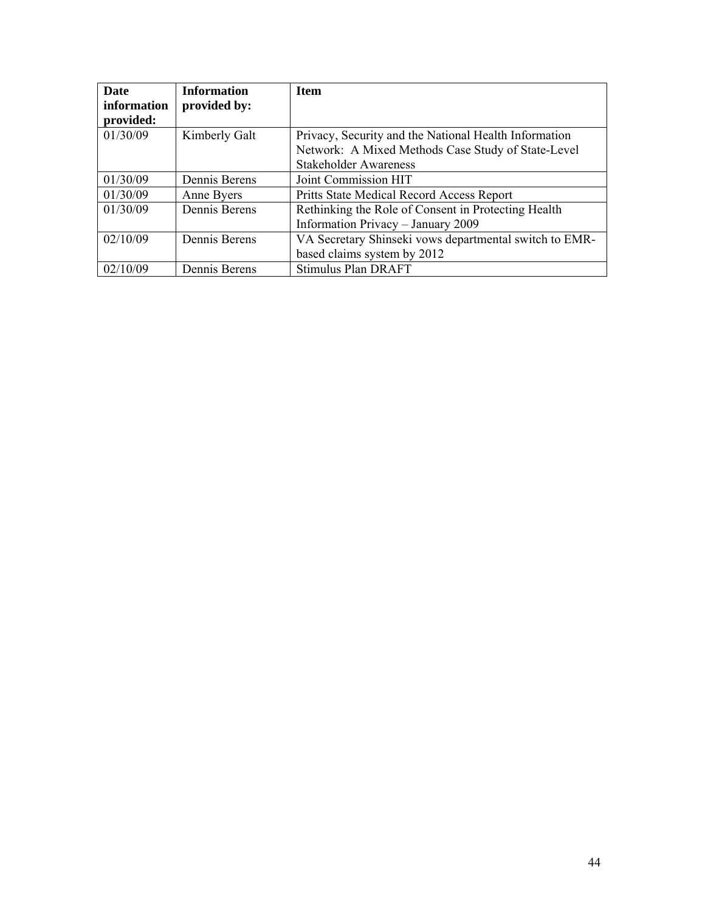| Date information provided: | Information provided by: | Item |
|---|---|---|
| 01/30/09 | Kimberly Galt | Privacy, Security and the National Health Information Network: A Mixed Methods Case Study of State-Level Stakeholder Awareness |
| 01/30/09 | Dennis Berens | Joint Commission HIT |
| 01/30/09 | Anne Byers | Pritts State Medical Record Access Report |
| 01/30/09 | Dennis Berens | Rethinking the Role of Consent in Protecting Health Information Privacy – January 2009 |
| 02/10/09 | Dennis Berens | VA Secretary Shinseki vows departmental switch to EMR-based claims system by 2012 |
| 02/10/09 | Dennis Berens | Stimulus Plan DRAFT |